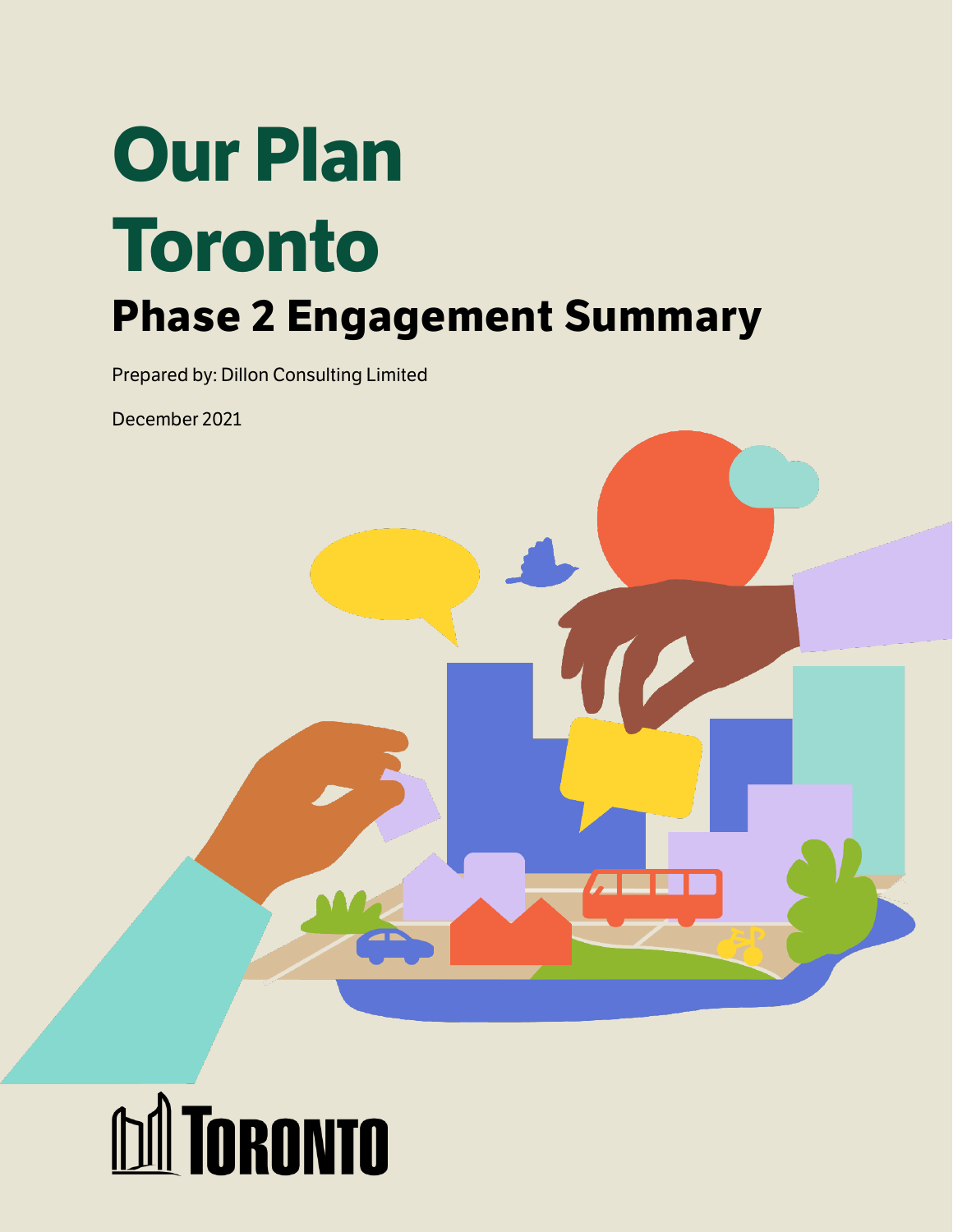# Our Plan Toronto

## Phase 2 Engagement Summary

Prepared by: Dillon Consulting Limited

December 2021

TORONTO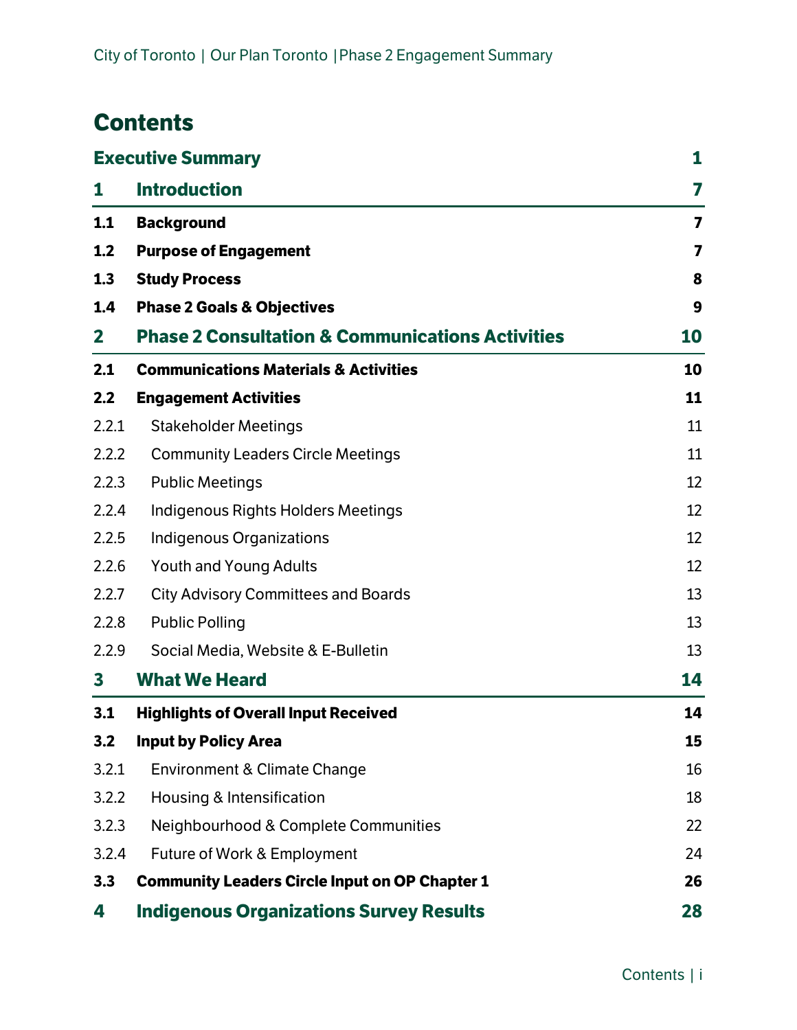# Contents

| | | |
|---|---|---|
| **Executive Summary** | | **1** |
| **1** | **Introduction** | **7** |
| **1.1** | **Background** | **7** |
| **1.2** | **Purpose of Engagement** | **7** |
| **1.3** | **Study Process** | **8** |
| **1.4** | **Phase 2 Goals & Objectives** | **9** |
| **2** | **Phase 2 Consultation & Communications Activities** | **10** |
| **2.1** | **Communications Materials & Activities** | **10** |
| **2.2** | **Engagement Activities** | **11** |
| 2.2.1 | Stakeholder Meetings | 11 |
| 2.2.2 | Community Leaders Circle Meetings | 11 |
| 2.2.3 | Public Meetings | 12 |
| 2.2.4 | Indigenous Rights Holders Meetings | 12 |
| 2.2.5 | Indigenous Organizations | 12 |
| 2.2.6 | Youth and Young Adults | 12 |
| 2.2.7 | City Advisory Committees and Boards | 13 |
| 2.2.8 | Public Polling | 13 |
| 2.2.9 | Social Media, Website & E-Bulletin | 13 |
| **3** | **What We Heard** | **14** |
| **3.1** | **Highlights of Overall Input Received** | **14** |
| **3.2** | **Input by Policy Area** | **15** |
| 3.2.1 | Environment & Climate Change | 16 |
| 3.2.2 | Housing & Intensification | 18 |
| 3.2.3 | Neighbourhood & Complete Communities | 22 |
| 3.2.4 | Future of Work & Employment | 24 |
| **3.3** | **Community Leaders Circle Input on OP Chapter 1** | **26** |
| **4** | **Indigenous Organizations Survey Results** | **28** |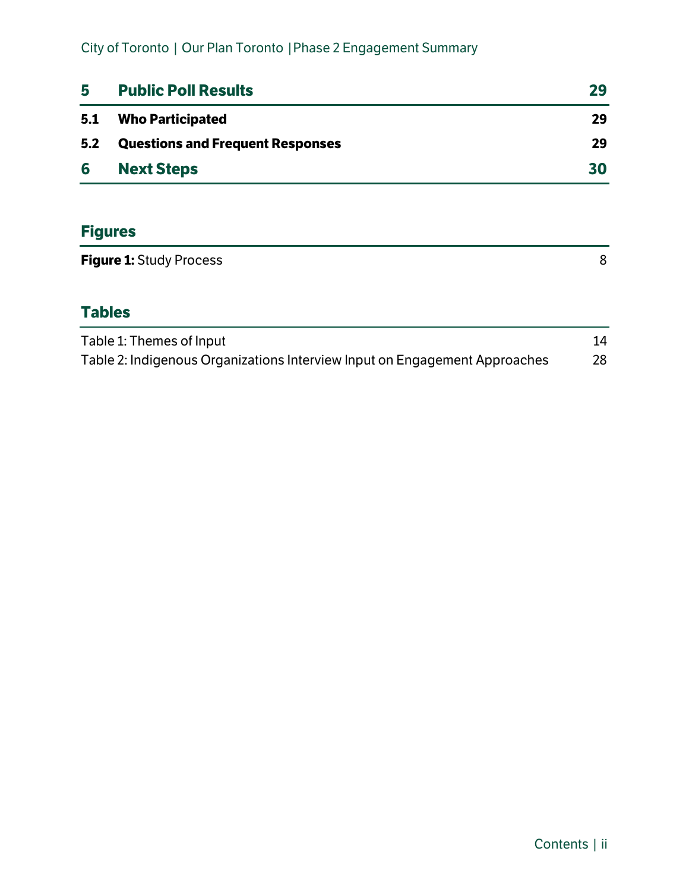| | | |
|---|---|---|
| **5** | **Public Poll Results** | **29** |
| **5.1** | **Who Participated** | **29** |
| **5.2** | **Questions and Frequent Responses** | **29** |
| **6** | **Next Steps** | **30** |

## Figures

| | |
|---|---|
| **Figure 1:** Study Process | 8 |

## Tables

| | |
|---|---|
| Table 1: Themes of Input | 14 |
| Table 2: Indigenous Organizations Interview Input on Engagement Approaches | 28 |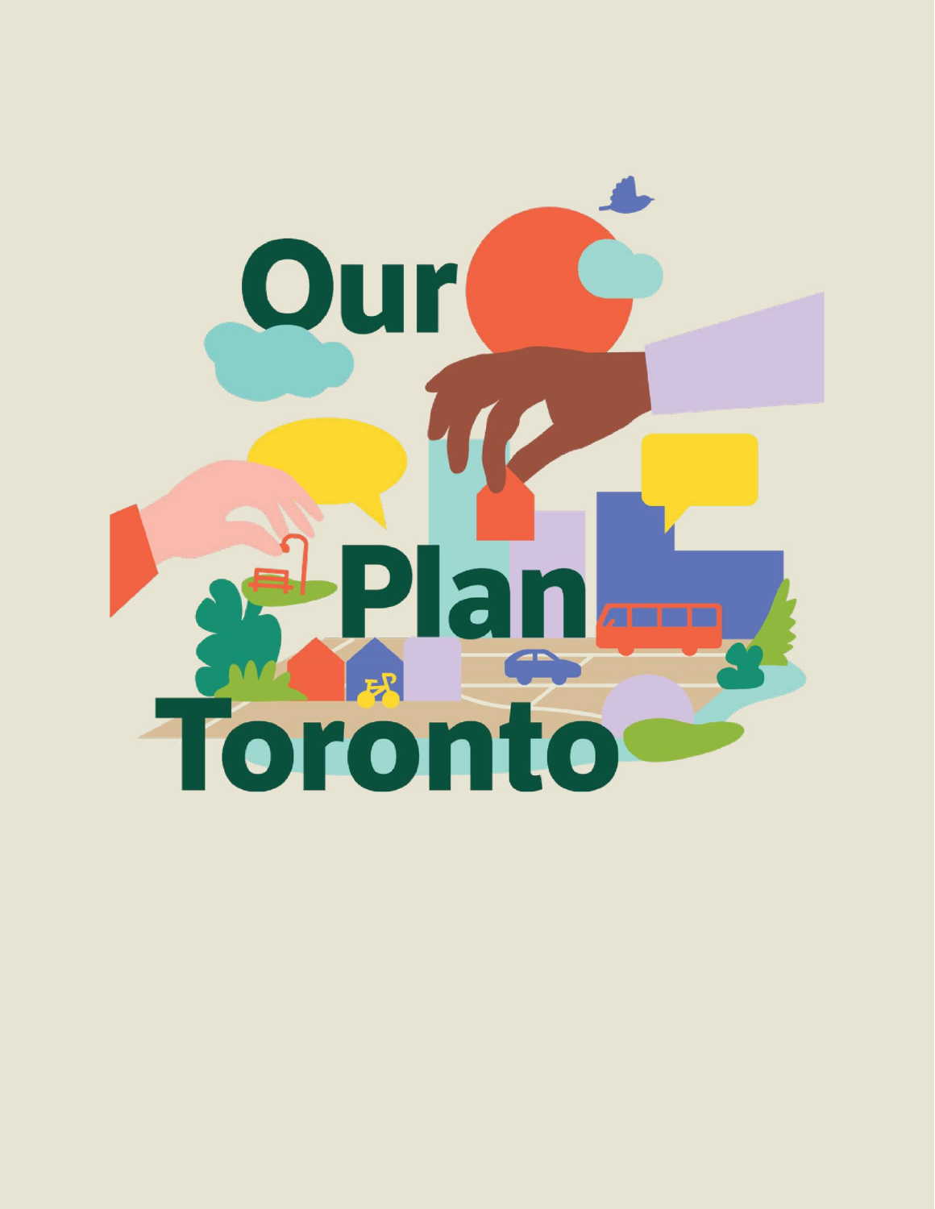# Our Plan Toronto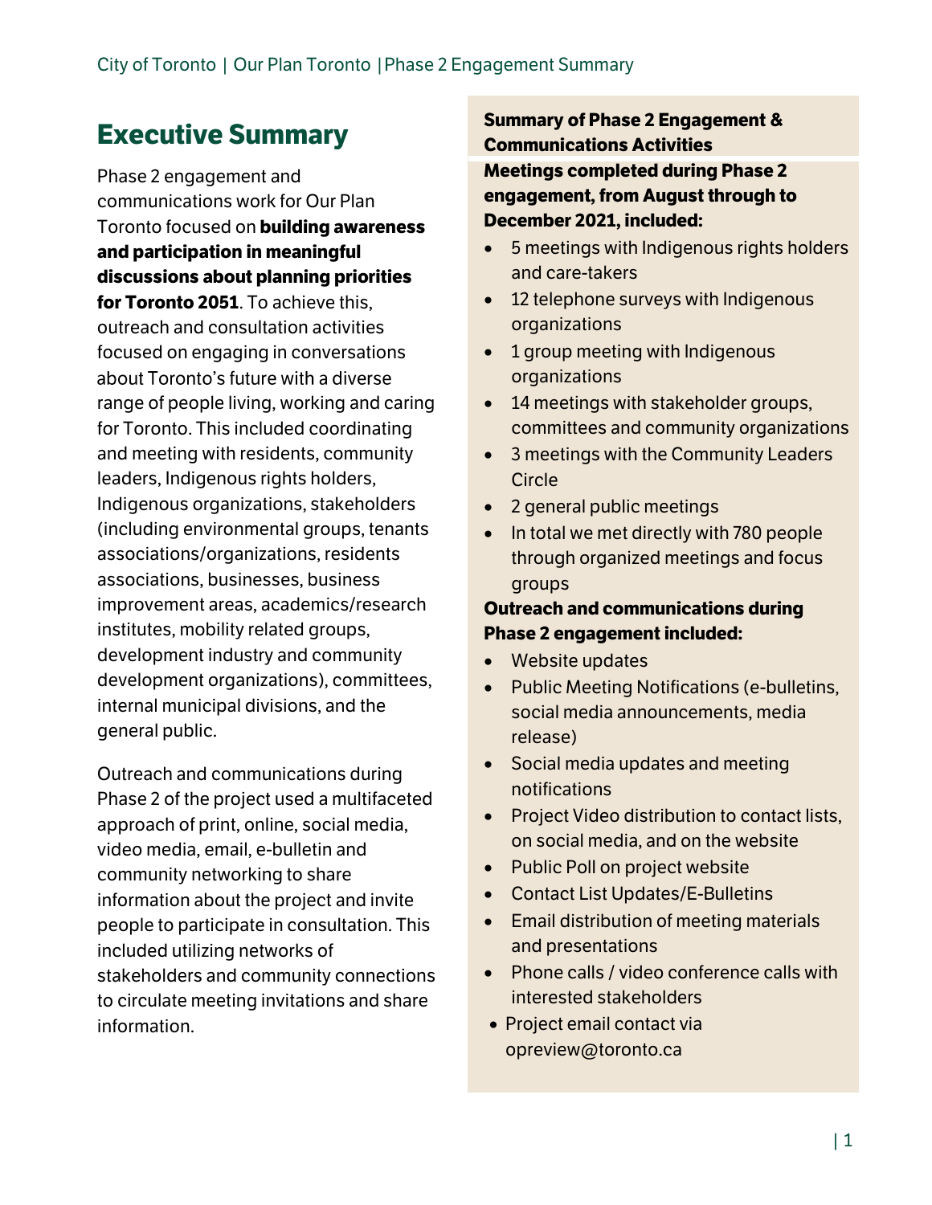# Executive Summary

Phase 2 engagement and communications work for Our Plan Toronto focused on **building awareness and participation in meaningful discussions about planning priorities for Toronto 2051**. To achieve this, outreach and consultation activities focused on engaging in conversations about Toronto's future with a diverse range of people living, working and caring for Toronto. This included coordinating and meeting with residents, community leaders, Indigenous rights holders, Indigenous organizations, stakeholders (including environmental groups, tenants associations/organizations, residents associations, businesses, business improvement areas, academics/research institutes, mobility related groups, development industry and community development organizations), committees, internal municipal divisions, and the general public.

Outreach and communications during Phase 2 of the project used a multifaceted approach of print, online, social media, video media, email, e-bulletin and community networking to share information about the project and invite people to participate in consultation. This included utilizing networks of stakeholders and community connections to circulate meeting invitations and share information.

**Summary of Phase 2 Engagement & Communications Activities**

**Meetings completed during Phase 2 engagement, from August through to December 2021, included:**

- 5 meetings with Indigenous rights holders and care-takers
- 12 telephone surveys with Indigenous organizations
- 1 group meeting with Indigenous organizations
- 14 meetings with stakeholder groups, committees and community organizations
- 3 meetings with the Community Leaders Circle
- 2 general public meetings
- In total we met directly with 780 people through organized meetings and focus groups

**Outreach and communications during Phase 2 engagement included:**

- Website updates
- Public Meeting Notifications (e-bulletins, social media announcements, media release)
- Social media updates and meeting notifications
- Project Video distribution to contact lists, on social media, and on the website
- Public Poll on project website
- Contact List Updates/E-Bulletins
- Email distribution of meeting materials and presentations
- Phone calls / video conference calls with interested stakeholders
- Project email contact via opreview@toronto.ca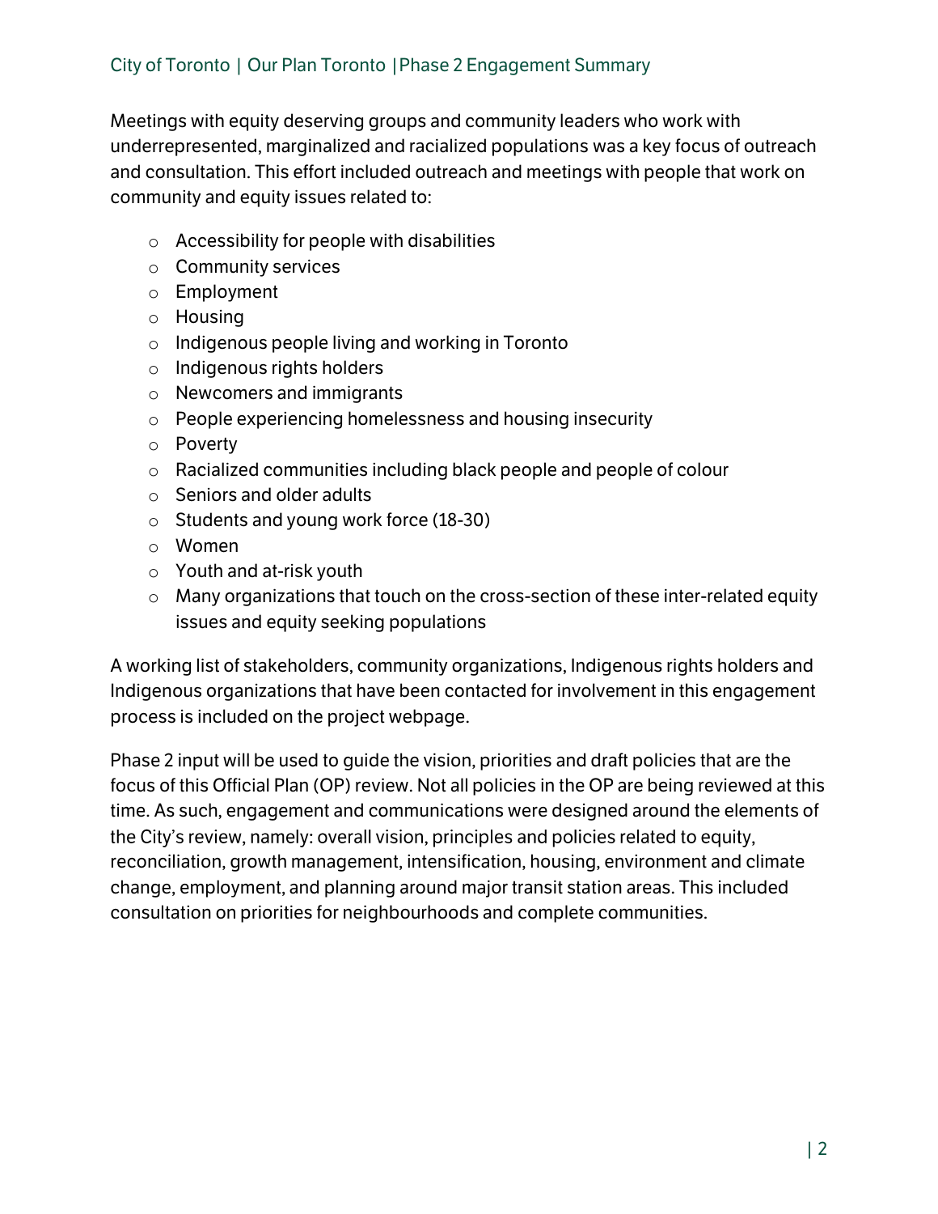Meetings with equity deserving groups and community leaders who work with underrepresented, marginalized and racialized populations was a key focus of outreach and consultation. This effort included outreach and meetings with people that work on community and equity issues related to:

- Accessibility for people with disabilities
- Community services
- Employment
- Housing
- Indigenous people living and working in Toronto
- Indigenous rights holders
- Newcomers and immigrants
- People experiencing homelessness and housing insecurity
- Poverty
- Racialized communities including black people and people of colour
- Seniors and older adults
- Students and young work force (18-30)
- Women
- Youth and at-risk youth
- Many organizations that touch on the cross-section of these inter-related equity issues and equity seeking populations

A working list of stakeholders, community organizations, Indigenous rights holders and Indigenous organizations that have been contacted for involvement in this engagement process is included on the project webpage.

Phase 2 input will be used to guide the vision, priorities and draft policies that are the focus of this Official Plan (OP) review. Not all policies in the OP are being reviewed at this time. As such, engagement and communications were designed around the elements of the City's review, namely: overall vision, principles and policies related to equity, reconciliation, growth management, intensification, housing, environment and climate change, employment, and planning around major transit station areas. This included consultation on priorities for neighbourhoods and complete communities.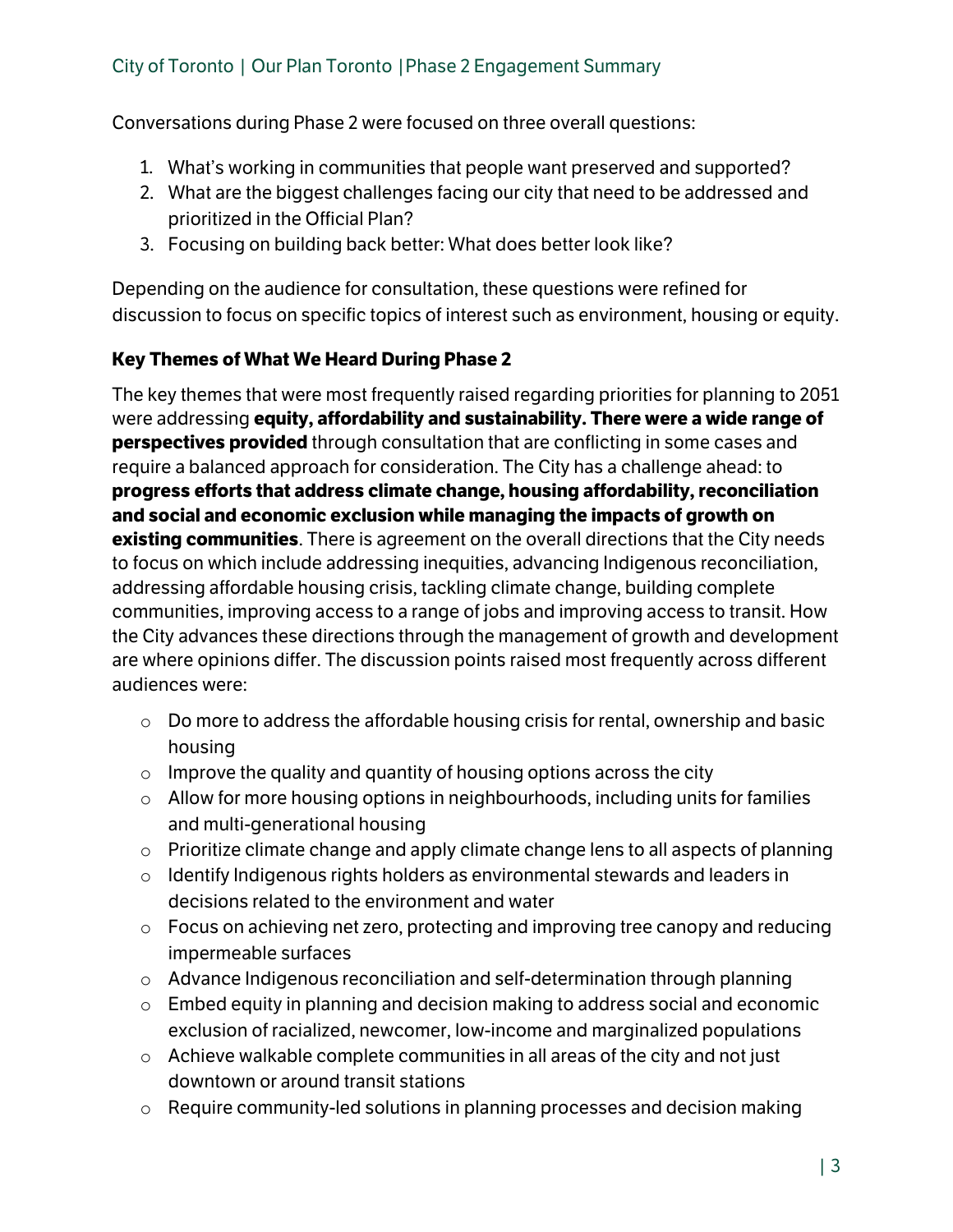Conversations during Phase 2 were focused on three overall questions:

1. What's working in communities that people want preserved and supported?
2. What are the biggest challenges facing our city that need to be addressed and prioritized in the Official Plan?
3. Focusing on building back better: What does better look like?

Depending on the audience for consultation, these questions were refined for discussion to focus on specific topics of interest such as environment, housing or equity.

### Key Themes of What We Heard During Phase 2

The key themes that were most frequently raised regarding priorities for planning to 2051 were addressing **equity, affordability and sustainability. There were a wide range of perspectives provided** through consultation that are conflicting in some cases and require a balanced approach for consideration. The City has a challenge ahead: to **progress efforts that address climate change, housing affordability, reconciliation and social and economic exclusion while managing the impacts of growth on existing communities**. There is agreement on the overall directions that the City needs to focus on which include addressing inequities, advancing Indigenous reconciliation, addressing affordable housing crisis, tackling climate change, building complete communities, improving access to a range of jobs and improving access to transit. How the City advances these directions through the management of growth and development are where opinions differ. The discussion points raised most frequently across different audiences were:

- Do more to address the affordable housing crisis for rental, ownership and basic housing
- Improve the quality and quantity of housing options across the city
- Allow for more housing options in neighbourhoods, including units for families and multi-generational housing
- Prioritize climate change and apply climate change lens to all aspects of planning
- Identify Indigenous rights holders as environmental stewards and leaders in decisions related to the environment and water
- Focus on achieving net zero, protecting and improving tree canopy and reducing impermeable surfaces
- Advance Indigenous reconciliation and self-determination through planning
- Embed equity in planning and decision making to address social and economic exclusion of racialized, newcomer, low-income and marginalized populations
- Achieve walkable complete communities in all areas of the city and not just downtown or around transit stations
- Require community-led solutions in planning processes and decision making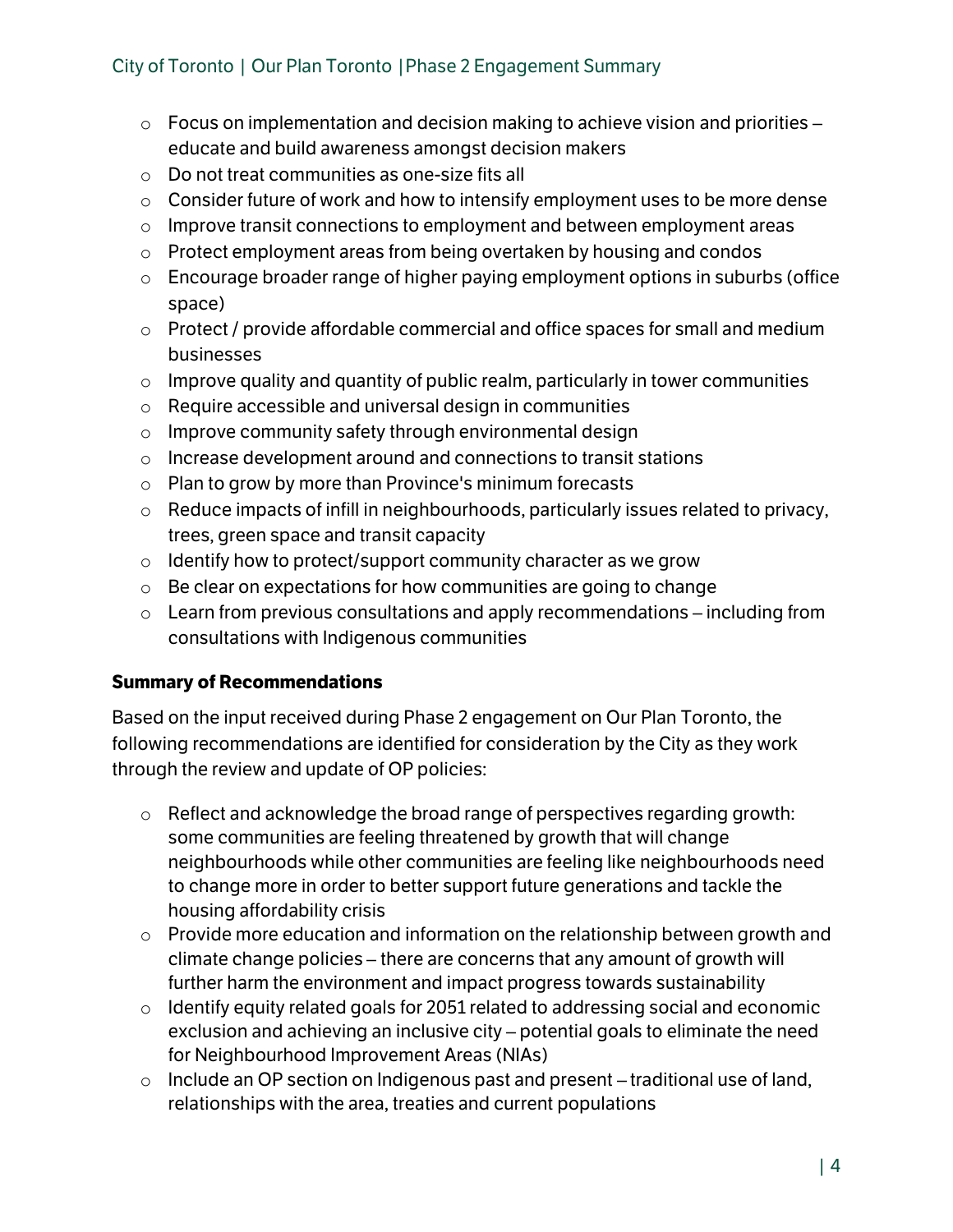- Focus on implementation and decision making to achieve vision and priorities – educate and build awareness amongst decision makers
- Do not treat communities as one-size fits all
- Consider future of work and how to intensify employment uses to be more dense
- Improve transit connections to employment and between employment areas
- Protect employment areas from being overtaken by housing and condos
- Encourage broader range of higher paying employment options in suburbs (office space)
- Protect / provide affordable commercial and office spaces for small and medium businesses
- Improve quality and quantity of public realm, particularly in tower communities
- Require accessible and universal design in communities
- Improve community safety through environmental design
- Increase development around and connections to transit stations
- Plan to grow by more than Province's minimum forecasts
- Reduce impacts of infill in neighbourhoods, particularly issues related to privacy, trees, green space and transit capacity
- Identify how to protect/support community character as we grow
- Be clear on expectations for how communities are going to change
- Learn from previous consultations and apply recommendations – including from consultations with Indigenous communities

**Summary of Recommendations**

Based on the input received during Phase 2 engagement on Our Plan Toronto, the following recommendations are identified for consideration by the City as they work through the review and update of OP policies:

- Reflect and acknowledge the broad range of perspectives regarding growth: some communities are feeling threatened by growth that will change neighbourhoods while other communities are feeling like neighbourhoods need to change more in order to better support future generations and tackle the housing affordability crisis
- Provide more education and information on the relationship between growth and climate change policies – there are concerns that any amount of growth will further harm the environment and impact progress towards sustainability
- Identify equity related goals for 2051 related to addressing social and economic exclusion and achieving an inclusive city – potential goals to eliminate the need for Neighbourhood Improvement Areas (NIAs)
- Include an OP section on Indigenous past and present – traditional use of land, relationships with the area, treaties and current populations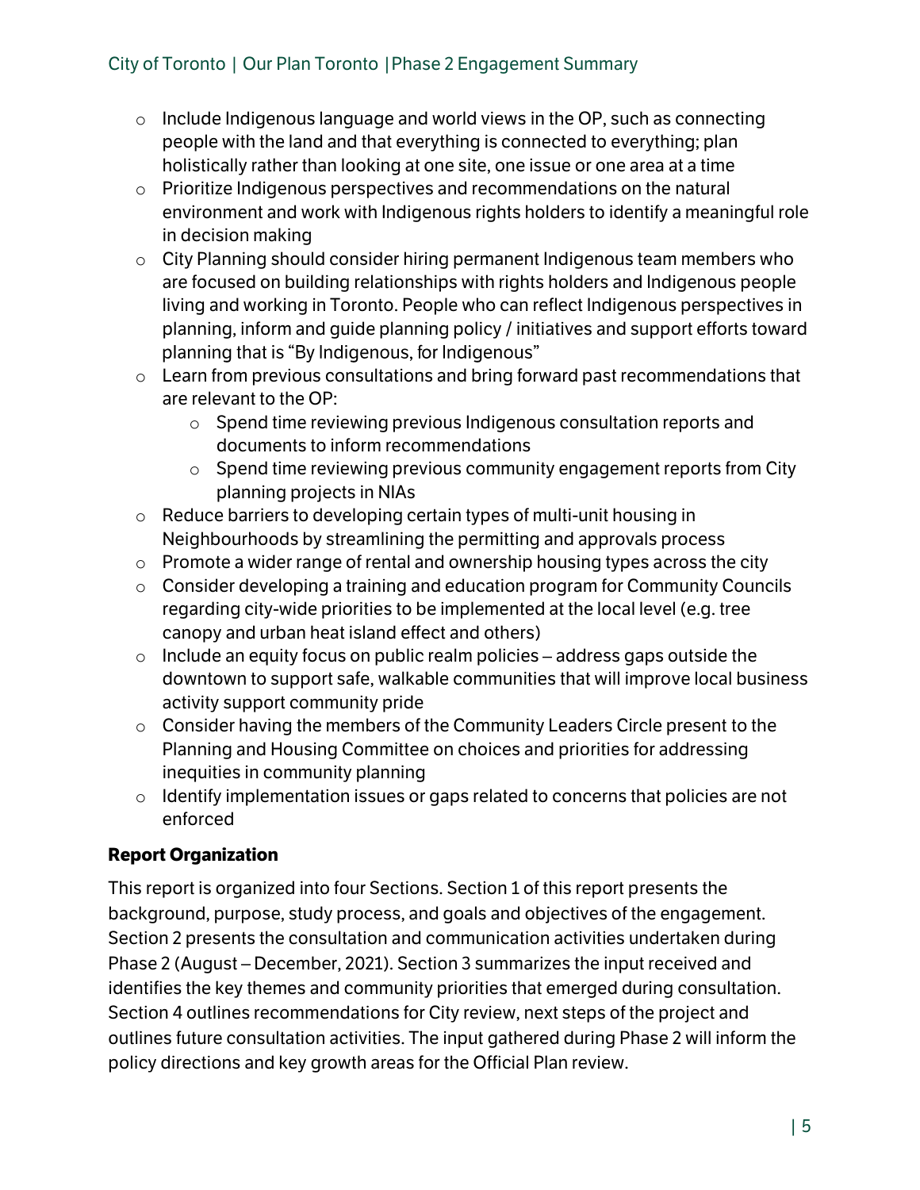- Include Indigenous language and world views in the OP, such as connecting people with the land and that everything is connected to everything; plan holistically rather than looking at one site, one issue or one area at a time
- Prioritize Indigenous perspectives and recommendations on the natural environment and work with Indigenous rights holders to identify a meaningful role in decision making
- City Planning should consider hiring permanent Indigenous team members who are focused on building relationships with rights holders and Indigenous people living and working in Toronto. People who can reflect Indigenous perspectives in planning, inform and guide planning policy / initiatives and support efforts toward planning that is "By Indigenous, for Indigenous"
- Learn from previous consultations and bring forward past recommendations that are relevant to the OP:
  - Spend time reviewing previous Indigenous consultation reports and documents to inform recommendations
  - Spend time reviewing previous community engagement reports from City planning projects in NIAs
- Reduce barriers to developing certain types of multi-unit housing in Neighbourhoods by streamlining the permitting and approvals process
- Promote a wider range of rental and ownership housing types across the city
- Consider developing a training and education program for Community Councils regarding city-wide priorities to be implemented at the local level (e.g. tree canopy and urban heat island effect and others)
- Include an equity focus on public realm policies – address gaps outside the downtown to support safe, walkable communities that will improve local business activity support community pride
- Consider having the members of the Community Leaders Circle present to the Planning and Housing Committee on choices and priorities for addressing inequities in community planning
- Identify implementation issues or gaps related to concerns that policies are not enforced

**Report Organization**

This report is organized into four Sections. Section 1 of this report presents the background, purpose, study process, and goals and objectives of the engagement. Section 2 presents the consultation and communication activities undertaken during Phase 2 (August – December, 2021). Section 3 summarizes the input received and identifies the key themes and community priorities that emerged during consultation. Section 4 outlines recommendations for City review, next steps of the project and outlines future consultation activities. The input gathered during Phase 2 will inform the policy directions and key growth areas for the Official Plan review.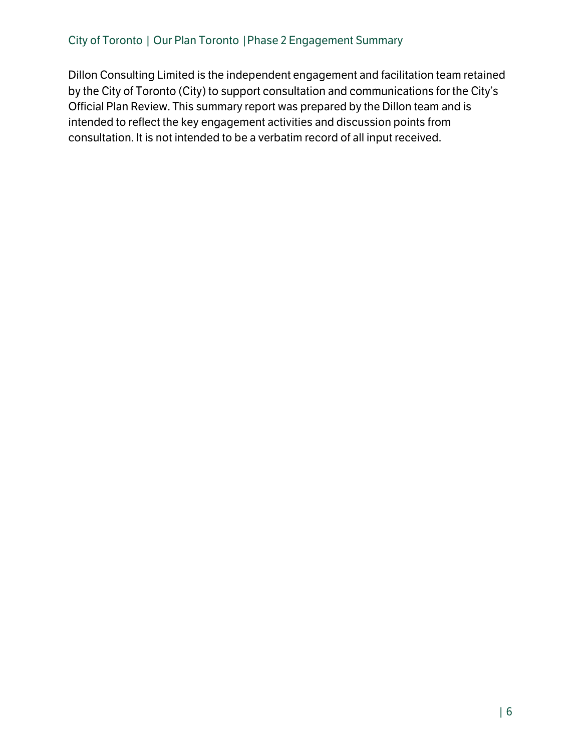Dillon Consulting Limited is the independent engagement and facilitation team retained by the City of Toronto (City) to support consultation and communications for the City's Official Plan Review. This summary report was prepared by the Dillon team and is intended to reflect the key engagement activities and discussion points from consultation. It is not intended to be a verbatim record of all input received.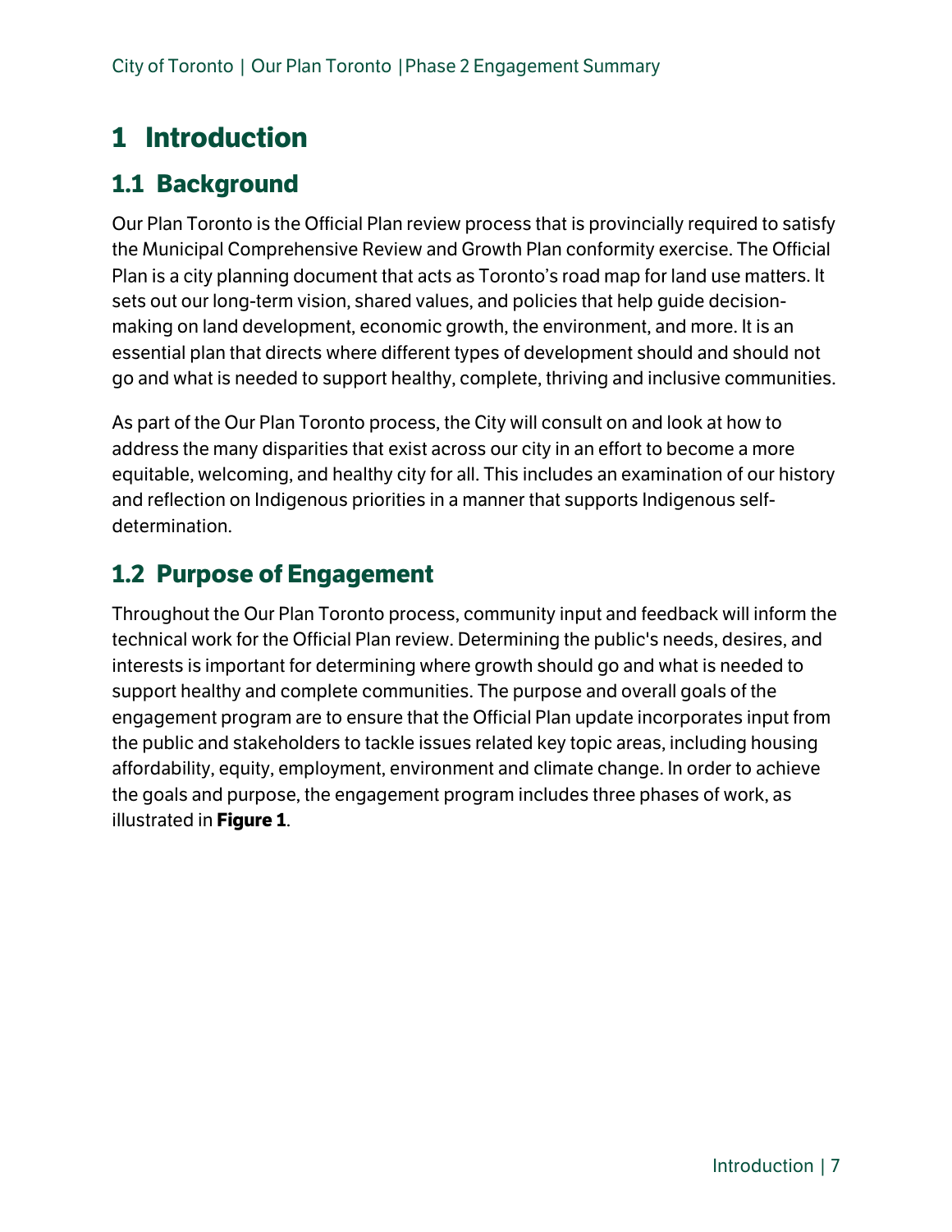# 1 Introduction

## 1.1 Background

Our Plan Toronto is the Official Plan review process that is provincially required to satisfy the Municipal Comprehensive Review and Growth Plan conformity exercise. The Official Plan is a city planning document that acts as Toronto's road map for land use matters. It sets out our long-term vision, shared values, and policies that help guide decision-making on land development, economic growth, the environment, and more. It is an essential plan that directs where different types of development should and should not go and what is needed to support healthy, complete, thriving and inclusive communities.

As part of the Our Plan Toronto process, the City will consult on and look at how to address the many disparities that exist across our city in an effort to become a more equitable, welcoming, and healthy city for all. This includes an examination of our history and reflection on Indigenous priorities in a manner that supports Indigenous self-determination.

## 1.2 Purpose of Engagement

Throughout the Our Plan Toronto process, community input and feedback will inform the technical work for the Official Plan review. Determining the public's needs, desires, and interests is important for determining where growth should go and what is needed to support healthy and complete communities. The purpose and overall goals of the engagement program are to ensure that the Official Plan update incorporates input from the public and stakeholders to tackle issues related key topic areas, including housing affordability, equity, employment, environment and climate change. In order to achieve the goals and purpose, the engagement program includes three phases of work, as illustrated in **Figure 1**.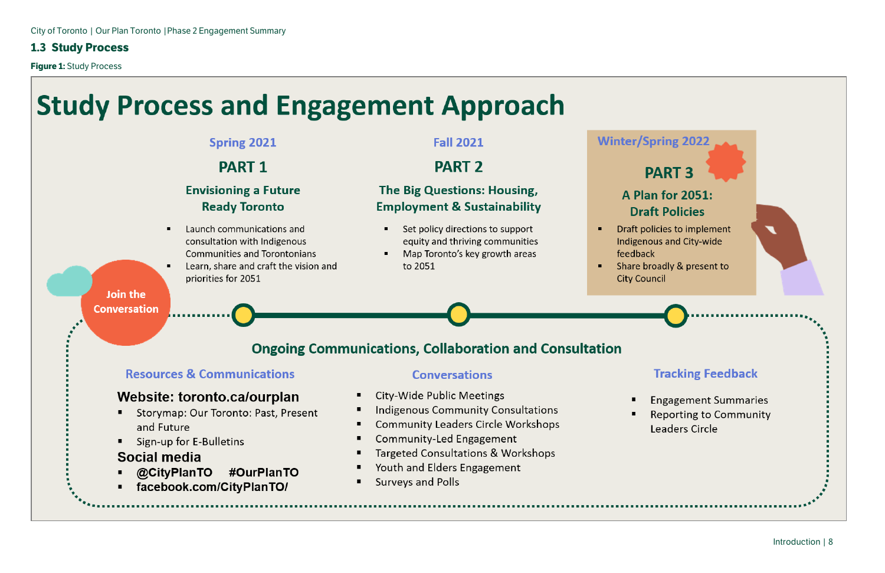## 1.3 Study Process

**Figure 1:** Study Process

# Study Process and Engagement Approach

### Spring 2021
### PART 1
### Envisioning a Future Ready Toronto

- Launch communications and consultation with Indigenous Communities and Torontonians
- Learn, share and craft the vision and priorities for 2051

### Fall 2021
### PART 2
### The Big Questions: Housing, Employment & Sustainability

- Set policy directions to support equity and thriving communities
- Map Toronto's key growth areas to 2051

### Winter/Spring 2022
### PART 3
### A Plan for 2051: Draft Policies

- Draft policies to implement Indigenous and City-wide feedback
- Share broadly & present to City Council

**Join the Conversation**

## Ongoing Communications, Collaboration and Consultation

### Resources & Communications

**Website: toronto.ca/ourplan**

- Storymap: Our Toronto: Past, Present and Future
- Sign-up for E-Bulletins

**Social media**

- **@CityPlanTO #OurPlanTO**
- **facebook.com/CityPlanTO/**

### Conversations

- City-Wide Public Meetings
- Indigenous Community Consultations
- Community Leaders Circle Workshops
- Community-Led Engagement
- Targeted Consultations & Workshops
- Youth and Elders Engagement
- Surveys and Polls

### Tracking Feedback

- Engagement Summaries
- Reporting to Community Leaders Circle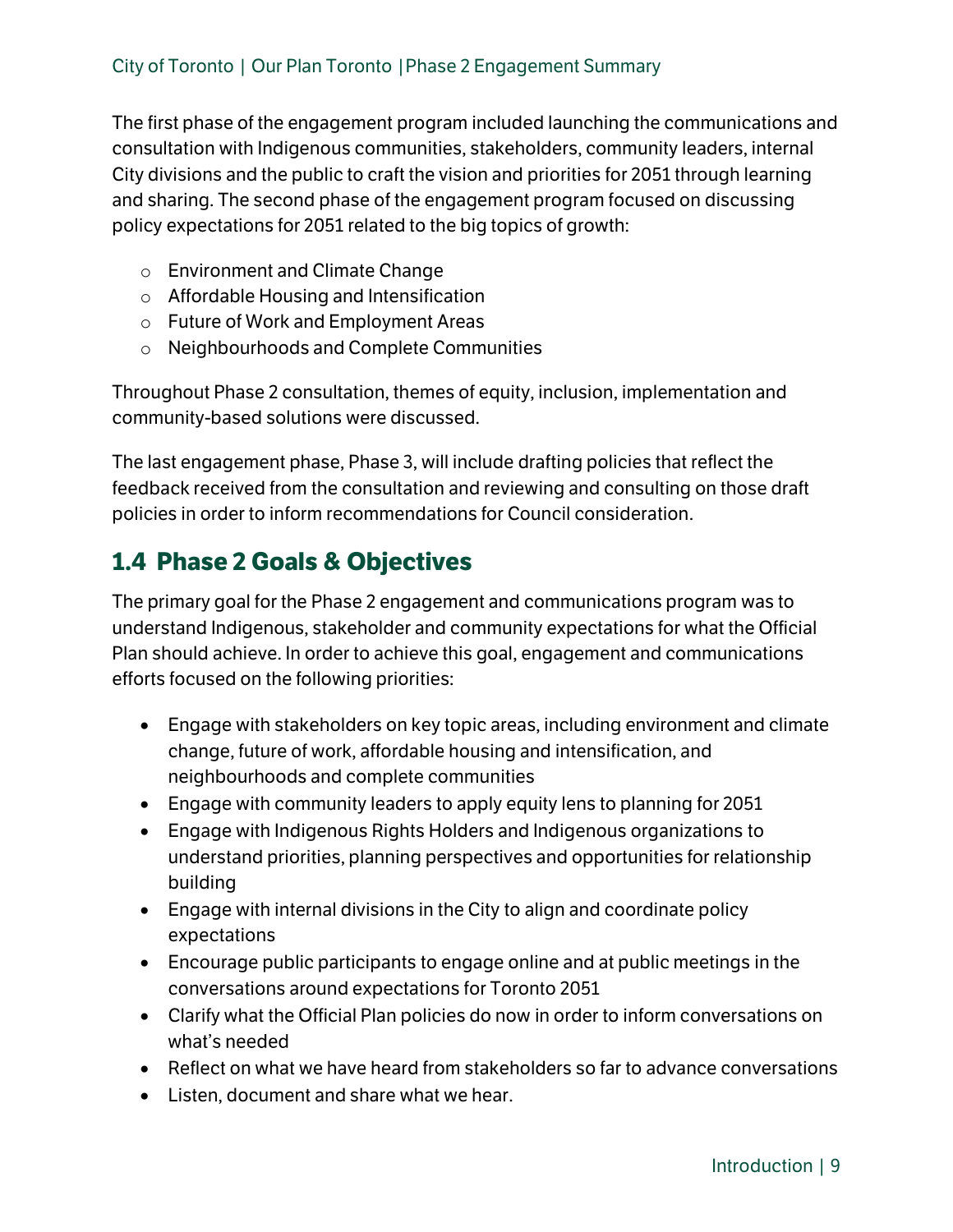The first phase of the engagement program included launching the communications and consultation with Indigenous communities, stakeholders, community leaders, internal City divisions and the public to craft the vision and priorities for 2051 through learning and sharing. The second phase of the engagement program focused on discussing policy expectations for 2051 related to the big topics of growth:

- Environment and Climate Change
- Affordable Housing and Intensification
- Future of Work and Employment Areas
- Neighbourhoods and Complete Communities

Throughout Phase 2 consultation, themes of equity, inclusion, implementation and community-based solutions were discussed.

The last engagement phase, Phase 3, will include drafting policies that reflect the feedback received from the consultation and reviewing and consulting on those draft policies in order to inform recommendations for Council consideration.

## 1.4 Phase 2 Goals & Objectives

The primary goal for the Phase 2 engagement and communications program was to understand Indigenous, stakeholder and community expectations for what the Official Plan should achieve. In order to achieve this goal, engagement and communications efforts focused on the following priorities:

- Engage with stakeholders on key topic areas, including environment and climate change, future of work, affordable housing and intensification, and neighbourhoods and complete communities
- Engage with community leaders to apply equity lens to planning for 2051
- Engage with Indigenous Rights Holders and Indigenous organizations to understand priorities, planning perspectives and opportunities for relationship building
- Engage with internal divisions in the City to align and coordinate policy expectations
- Encourage public participants to engage online and at public meetings in the conversations around expectations for Toronto 2051
- Clarify what the Official Plan policies do now in order to inform conversations on what's needed
- Reflect on what we have heard from stakeholders so far to advance conversations
- Listen, document and share what we hear.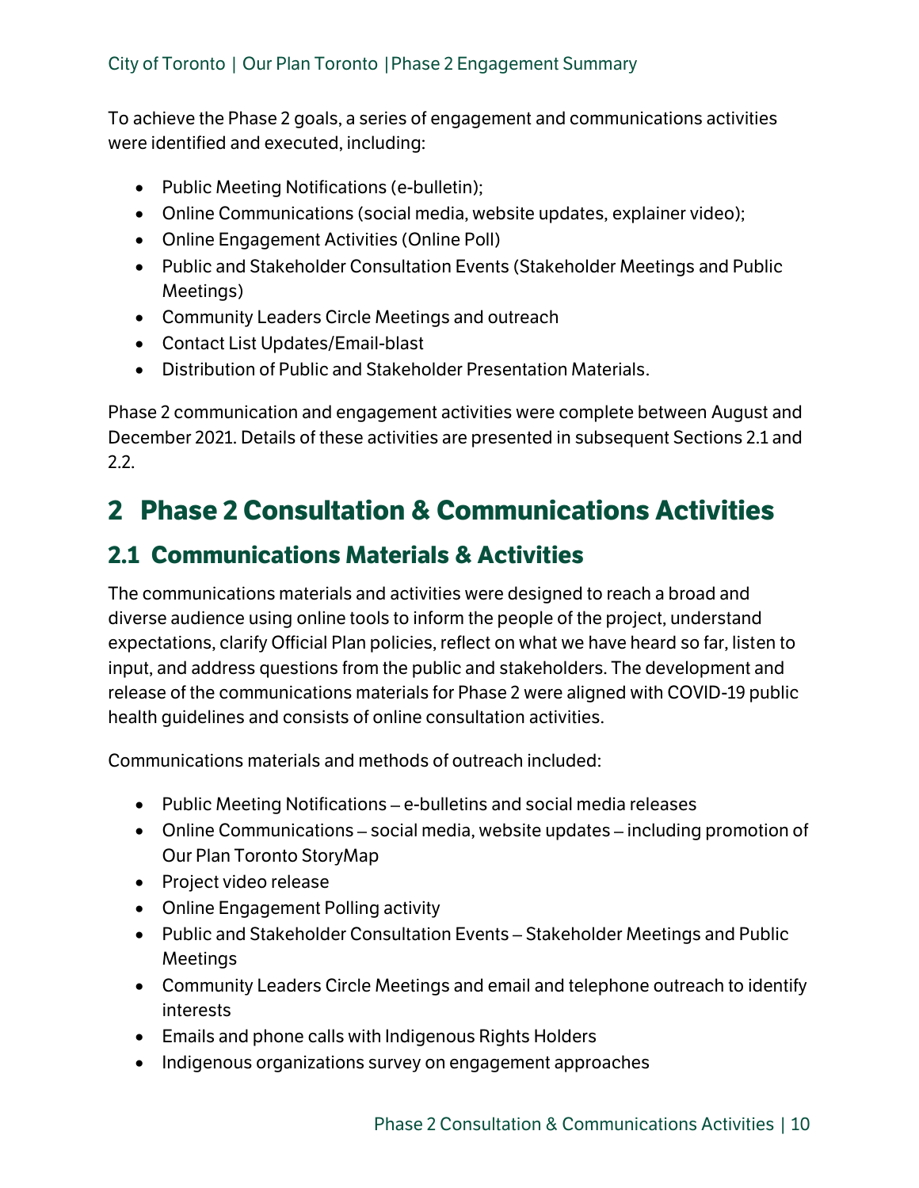To achieve the Phase 2 goals, a series of engagement and communications activities were identified and executed, including:

- Public Meeting Notifications (e-bulletin);
- Online Communications (social media, website updates, explainer video);
- Online Engagement Activities (Online Poll)
- Public and Stakeholder Consultation Events (Stakeholder Meetings and Public Meetings)
- Community Leaders Circle Meetings and outreach
- Contact List Updates/Email-blast
- Distribution of Public and Stakeholder Presentation Materials.

Phase 2 communication and engagement activities were complete between August and December 2021. Details of these activities are presented in subsequent Sections 2.1 and 2.2.

# 2 Phase 2 Consultation & Communications Activities

## 2.1 Communications Materials & Activities

The communications materials and activities were designed to reach a broad and diverse audience using online tools to inform the people of the project, understand expectations, clarify Official Plan policies, reflect on what we have heard so far, listen to input, and address questions from the public and stakeholders. The development and release of the communications materials for Phase 2 were aligned with COVID-19 public health guidelines and consists of online consultation activities.

Communications materials and methods of outreach included:

- Public Meeting Notifications – e-bulletins and social media releases
- Online Communications – social media, website updates – including promotion of Our Plan Toronto StoryMap
- Project video release
- Online Engagement Polling activity
- Public and Stakeholder Consultation Events – Stakeholder Meetings and Public Meetings
- Community Leaders Circle Meetings and email and telephone outreach to identify interests
- Emails and phone calls with Indigenous Rights Holders
- Indigenous organizations survey on engagement approaches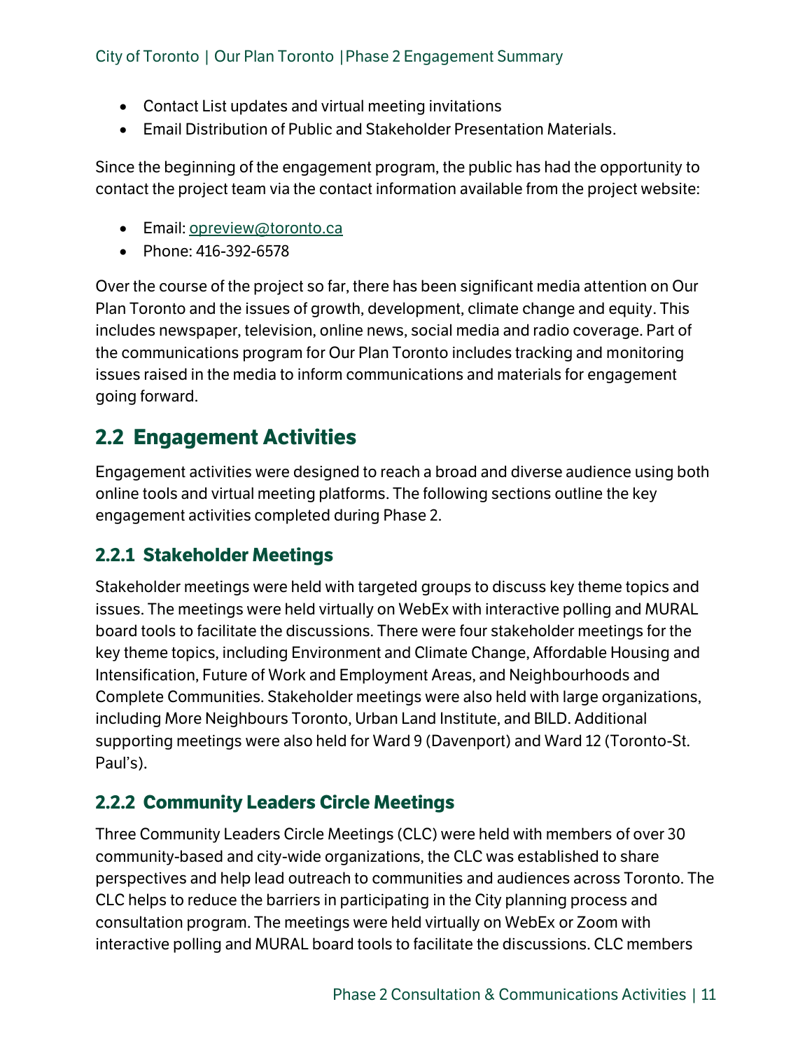- Contact List updates and virtual meeting invitations
- Email Distribution of Public and Stakeholder Presentation Materials.

Since the beginning of the engagement program, the public has had the opportunity to contact the project team via the contact information available from the project website:

- Email: opreview@toronto.ca
- Phone: 416-392-6578

Over the course of the project so far, there has been significant media attention on Our Plan Toronto and the issues of growth, development, climate change and equity. This includes newspaper, television, online news, social media and radio coverage. Part of the communications program for Our Plan Toronto includes tracking and monitoring issues raised in the media to inform communications and materials for engagement going forward.

## 2.2 Engagement Activities

Engagement activities were designed to reach a broad and diverse audience using both online tools and virtual meeting platforms. The following sections outline the key engagement activities completed during Phase 2.

### 2.2.1 Stakeholder Meetings

Stakeholder meetings were held with targeted groups to discuss key theme topics and issues. The meetings were held virtually on WebEx with interactive polling and MURAL board tools to facilitate the discussions. There were four stakeholder meetings for the key theme topics, including Environment and Climate Change, Affordable Housing and Intensification, Future of Work and Employment Areas, and Neighbourhoods and Complete Communities. Stakeholder meetings were also held with large organizations, including More Neighbours Toronto, Urban Land Institute, and BILD. Additional supporting meetings were also held for Ward 9 (Davenport) and Ward 12 (Toronto-St. Paul's).

### 2.2.2 Community Leaders Circle Meetings

Three Community Leaders Circle Meetings (CLC) were held with members of over 30 community-based and city-wide organizations, the CLC was established to share perspectives and help lead outreach to communities and audiences across Toronto. The CLC helps to reduce the barriers in participating in the City planning process and consultation program. The meetings were held virtually on WebEx or Zoom with interactive polling and MURAL board tools to facilitate the discussions. CLC members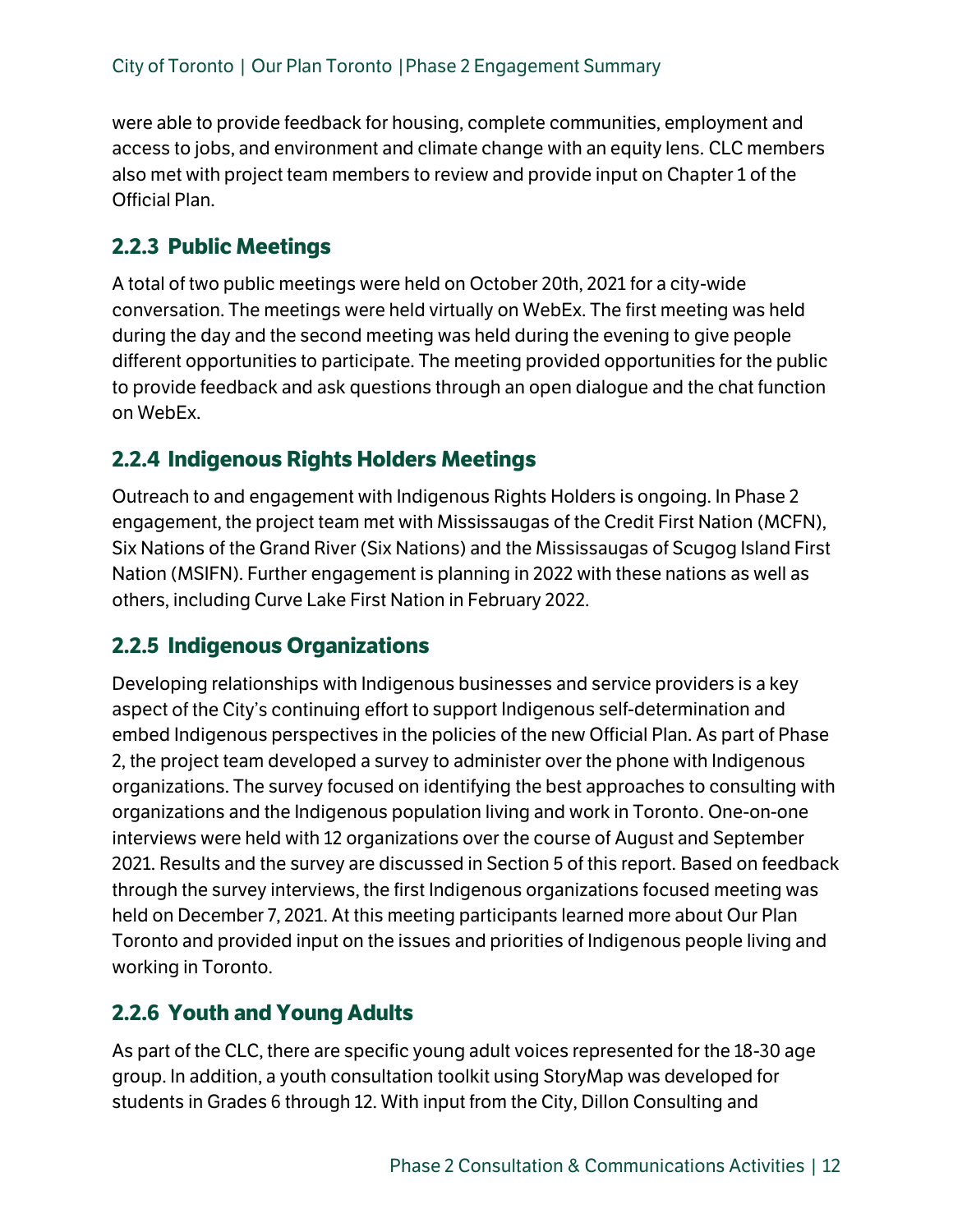were able to provide feedback for housing, complete communities, employment and access to jobs, and environment and climate change with an equity lens. CLC members also met with project team members to review and provide input on Chapter 1 of the Official Plan.

### 2.2.3 Public Meetings

A total of two public meetings were held on October 20th, 2021 for a city-wide conversation. The meetings were held virtually on WebEx. The first meeting was held during the day and the second meeting was held during the evening to give people different opportunities to participate. The meeting provided opportunities for the public to provide feedback and ask questions through an open dialogue and the chat function on WebEx.

### 2.2.4 Indigenous Rights Holders Meetings

Outreach to and engagement with Indigenous Rights Holders is ongoing. In Phase 2 engagement, the project team met with Mississaugas of the Credit First Nation (MCFN), Six Nations of the Grand River (Six Nations) and the Mississaugas of Scugog Island First Nation (MSIFN). Further engagement is planning in 2022 with these nations as well as others, including Curve Lake First Nation in February 2022.

### 2.2.5 Indigenous Organizations

Developing relationships with Indigenous businesses and service providers is a key aspect of the City's continuing effort to support Indigenous self-determination and embed Indigenous perspectives in the policies of the new Official Plan. As part of Phase 2, the project team developed a survey to administer over the phone with Indigenous organizations. The survey focused on identifying the best approaches to consulting with organizations and the Indigenous population living and work in Toronto. One-on-one interviews were held with 12 organizations over the course of August and September 2021. Results and the survey are discussed in Section 5 of this report. Based on feedback through the survey interviews, the first Indigenous organizations focused meeting was held on December 7, 2021. At this meeting participants learned more about Our Plan Toronto and provided input on the issues and priorities of Indigenous people living and working in Toronto.

### 2.2.6 Youth and Young Adults

As part of the CLC, there are specific young adult voices represented for the 18-30 age group. In addition, a youth consultation toolkit using StoryMap was developed for students in Grades 6 through 12. With input from the City, Dillon Consulting and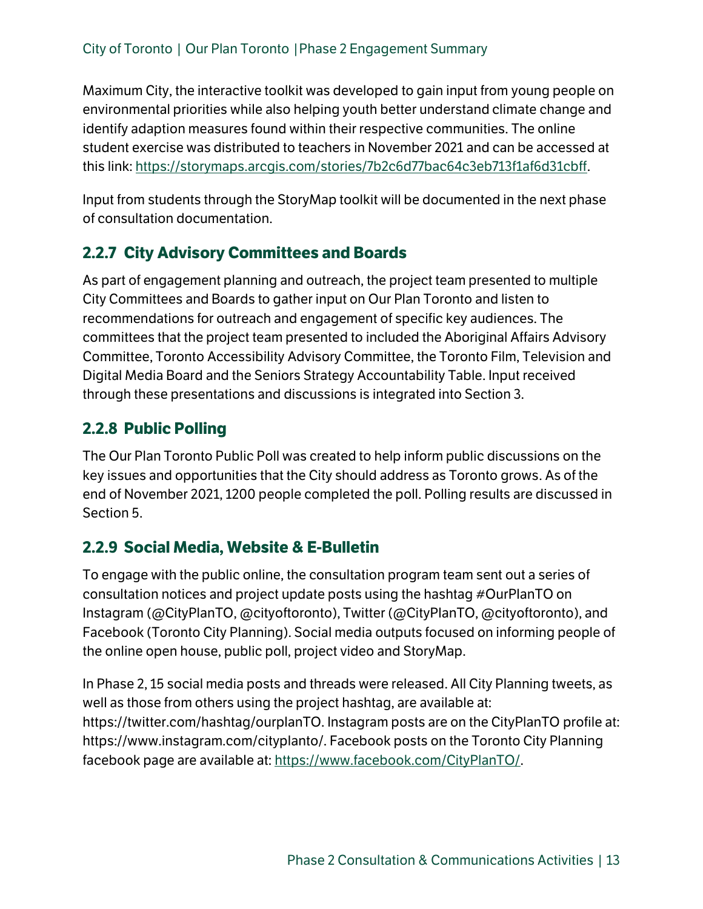Maximum City, the interactive toolkit was developed to gain input from young people on environmental priorities while also helping youth better understand climate change and identify adaption measures found within their respective communities. The online student exercise was distributed to teachers in November 2021 and can be accessed at this link: https://storymaps.arcgis.com/stories/7b2c6d77bac64c3eb713f1af6d31cbff.

Input from students through the StoryMap toolkit will be documented in the next phase of consultation documentation.

### 2.2.7 City Advisory Committees and Boards

As part of engagement planning and outreach, the project team presented to multiple City Committees and Boards to gather input on Our Plan Toronto and listen to recommendations for outreach and engagement of specific key audiences. The committees that the project team presented to included the Aboriginal Affairs Advisory Committee, Toronto Accessibility Advisory Committee, the Toronto Film, Television and Digital Media Board and the Seniors Strategy Accountability Table. Input received through these presentations and discussions is integrated into Section 3.

### 2.2.8 Public Polling

The Our Plan Toronto Public Poll was created to help inform public discussions on the key issues and opportunities that the City should address as Toronto grows. As of the end of November 2021, 1200 people completed the poll. Polling results are discussed in Section 5.

### 2.2.9 Social Media, Website & E-Bulletin

To engage with the public online, the consultation program team sent out a series of consultation notices and project update posts using the hashtag #OurPlanTO on Instagram (@CityPlanTO, @cityoftoronto), Twitter (@CityPlanTO, @cityoftoronto), and Facebook (Toronto City Planning). Social media outputs focused on informing people of the online open house, public poll, project video and StoryMap.

In Phase 2, 15 social media posts and threads were released. All City Planning tweets, as well as those from others using the project hashtag, are available at: https://twitter.com/hashtag/ourplanTO. Instagram posts are on the CityPlanTO profile at: https://www.instagram.com/cityplanto/. Facebook posts on the Toronto City Planning facebook page are available at: https://www.facebook.com/CityPlanTO/.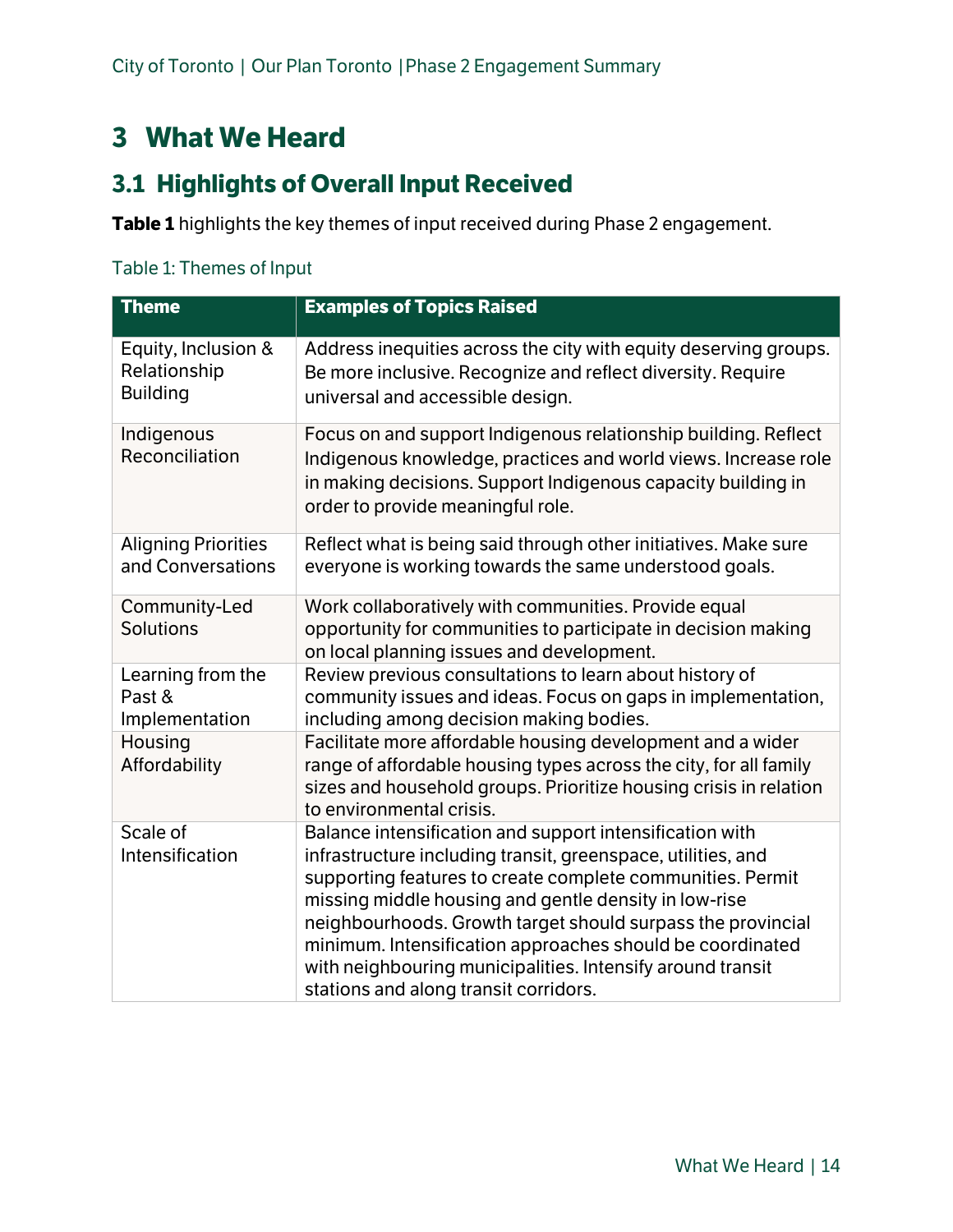# 3 What We Heard

## 3.1 Highlights of Overall Input Received

**Table 1** highlights the key themes of input received during Phase 2 engagement.

Table 1: Themes of Input

| Theme | Examples of Topics Raised |
|---|---|
| Equity, Inclusion & Relationship Building | Address inequities across the city with equity deserving groups. Be more inclusive. Recognize and reflect diversity. Require universal and accessible design. |
| Indigenous Reconciliation | Focus on and support Indigenous relationship building. Reflect Indigenous knowledge, practices and world views. Increase role in making decisions. Support Indigenous capacity building in order to provide meaningful role. |
| Aligning Priorities and Conversations | Reflect what is being said through other initiatives. Make sure everyone is working towards the same understood goals. |
| Community-Led Solutions | Work collaboratively with communities. Provide equal opportunity for communities to participate in decision making on local planning issues and development. |
| Learning from the Past & Implementation | Review previous consultations to learn about history of community issues and ideas. Focus on gaps in implementation, including among decision making bodies. |
| Housing Affordability | Facilitate more affordable housing development and a wider range of affordable housing types across the city, for all family sizes and household groups. Prioritize housing crisis in relation to environmental crisis. |
| Scale of Intensification | Balance intensification and support intensification with infrastructure including transit, greenspace, utilities, and supporting features to create complete communities. Permit missing middle housing and gentle density in low-rise neighbourhoods. Growth target should surpass the provincial minimum. Intensification approaches should be coordinated with neighbouring municipalities. Intensify around transit stations and along transit corridors. |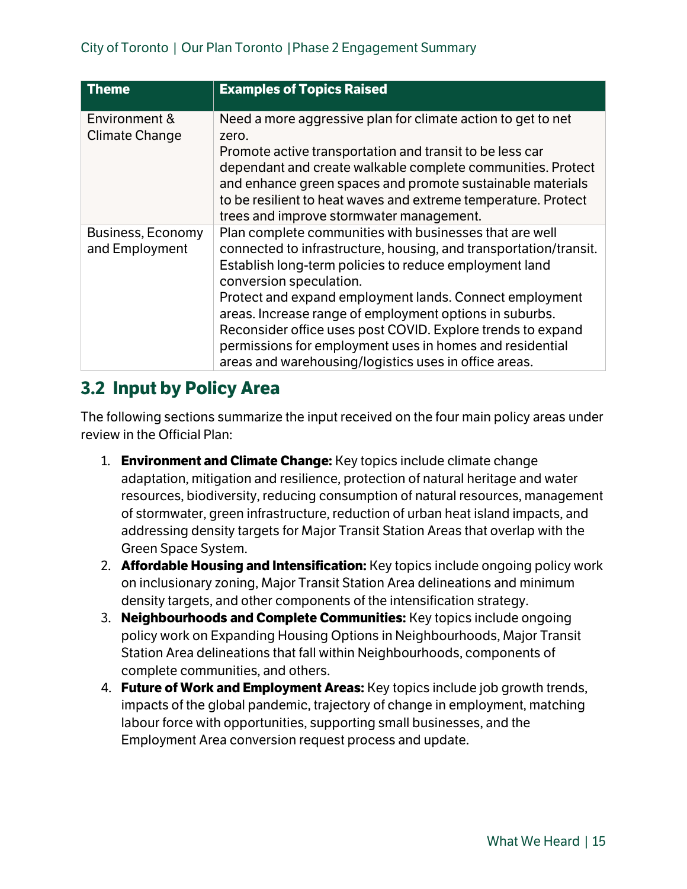| Theme | Examples of Topics Raised |
| --- | --- |
| Environment & Climate Change | Need a more aggressive plan for climate action to get to net zero. Promote active transportation and transit to be less car dependant and create walkable complete communities. Protect and enhance green spaces and promote sustainable materials to be resilient to heat waves and extreme temperature. Protect trees and improve stormwater management. |
| Business, Economy and Employment | Plan complete communities with businesses that are well connected to infrastructure, housing, and transportation/transit. Establish long-term policies to reduce employment land conversion speculation. Protect and expand employment lands. Connect employment areas. Increase range of employment options in suburbs. Reconsider office uses post COVID. Explore trends to expand permissions for employment uses in homes and residential areas and warehousing/logistics uses in office areas. |

## 3.2 Input by Policy Area

The following sections summarize the input received on the four main policy areas under review in the Official Plan:

1. **Environment and Climate Change:** Key topics include climate change adaptation, mitigation and resilience, protection of natural heritage and water resources, biodiversity, reducing consumption of natural resources, management of stormwater, green infrastructure, reduction of urban heat island impacts, and addressing density targets for Major Transit Station Areas that overlap with the Green Space System.
2. **Affordable Housing and Intensification:** Key topics include ongoing policy work on inclusionary zoning, Major Transit Station Area delineations and minimum density targets, and other components of the intensification strategy.
3. **Neighbourhoods and Complete Communities:** Key topics include ongoing policy work on Expanding Housing Options in Neighbourhoods, Major Transit Station Area delineations that fall within Neighbourhoods, components of complete communities, and others.
4. **Future of Work and Employment Areas:** Key topics include job growth trends, impacts of the global pandemic, trajectory of change in employment, matching labour force with opportunities, supporting small businesses, and the Employment Area conversion request process and update.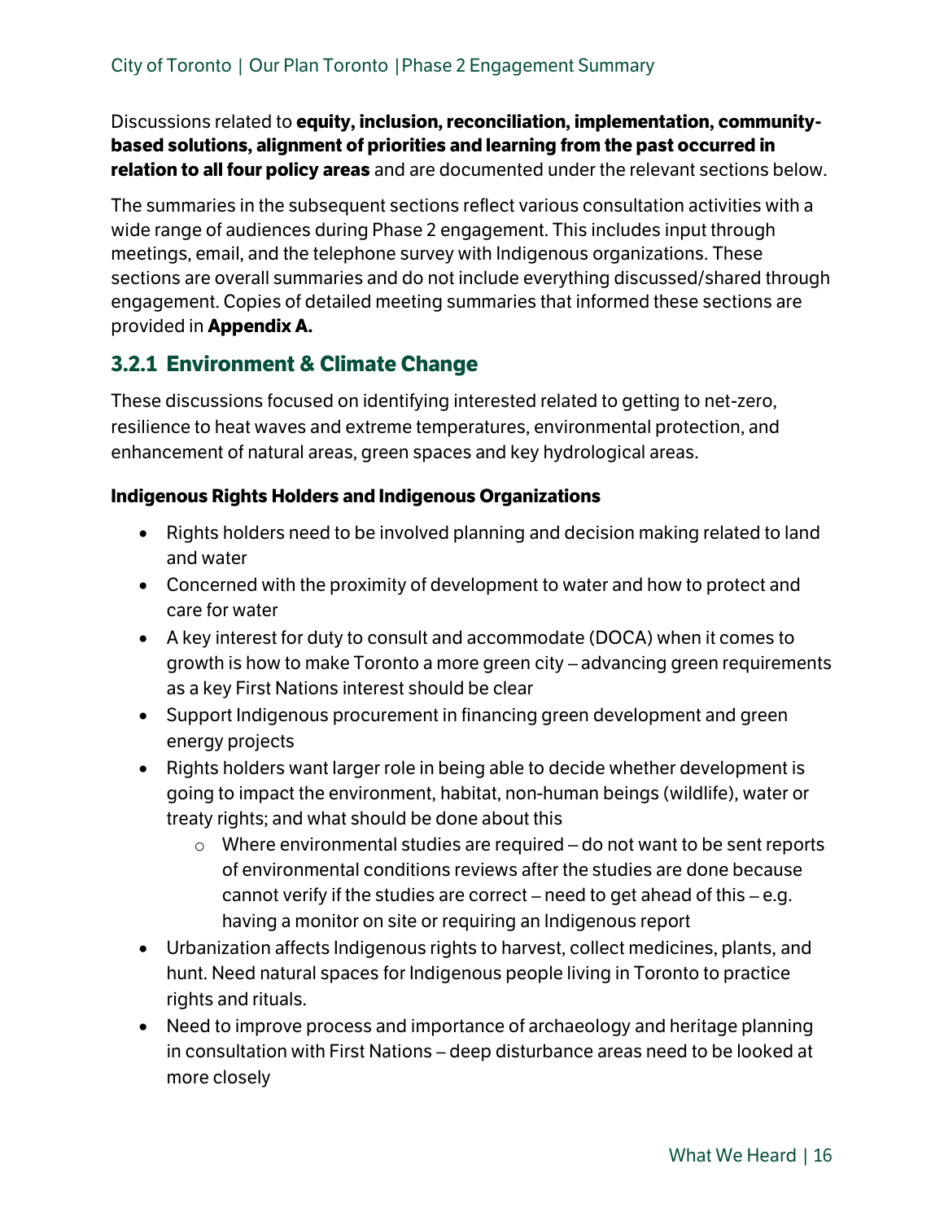Discussions related to **equity, inclusion, reconciliation, implementation, community-based solutions, alignment of priorities and learning from the past occurred in relation to all four policy areas** and are documented under the relevant sections below.

The summaries in the subsequent sections reflect various consultation activities with a wide range of audiences during Phase 2 engagement. This includes input through meetings, email, and the telephone survey with Indigenous organizations. These sections are overall summaries and do not include everything discussed/shared through engagement. Copies of detailed meeting summaries that informed these sections are provided in **Appendix A.**

### 3.2.1 Environment & Climate Change

These discussions focused on identifying interested related to getting to net-zero, resilience to heat waves and extreme temperatures, environmental protection, and enhancement of natural areas, green spaces and key hydrological areas.

**Indigenous Rights Holders and Indigenous Organizations**

- Rights holders need to be involved planning and decision making related to land and water
- Concerned with the proximity of development to water and how to protect and care for water
- A key interest for duty to consult and accommodate (DOCA) when it comes to growth is how to make Toronto a more green city – advancing green requirements as a key First Nations interest should be clear
- Support Indigenous procurement in financing green development and green energy projects
- Rights holders want larger role in being able to decide whether development is going to impact the environment, habitat, non-human beings (wildlife), water or treaty rights; and what should be done about this
  - Where environmental studies are required – do not want to be sent reports of environmental conditions reviews after the studies are done because cannot verify if the studies are correct – need to get ahead of this – e.g. having a monitor on site or requiring an Indigenous report
- Urbanization affects Indigenous rights to harvest, collect medicines, plants, and hunt. Need natural spaces for Indigenous people living in Toronto to practice rights and rituals.
- Need to improve process and importance of archaeology and heritage planning in consultation with First Nations – deep disturbance areas need to be looked at more closely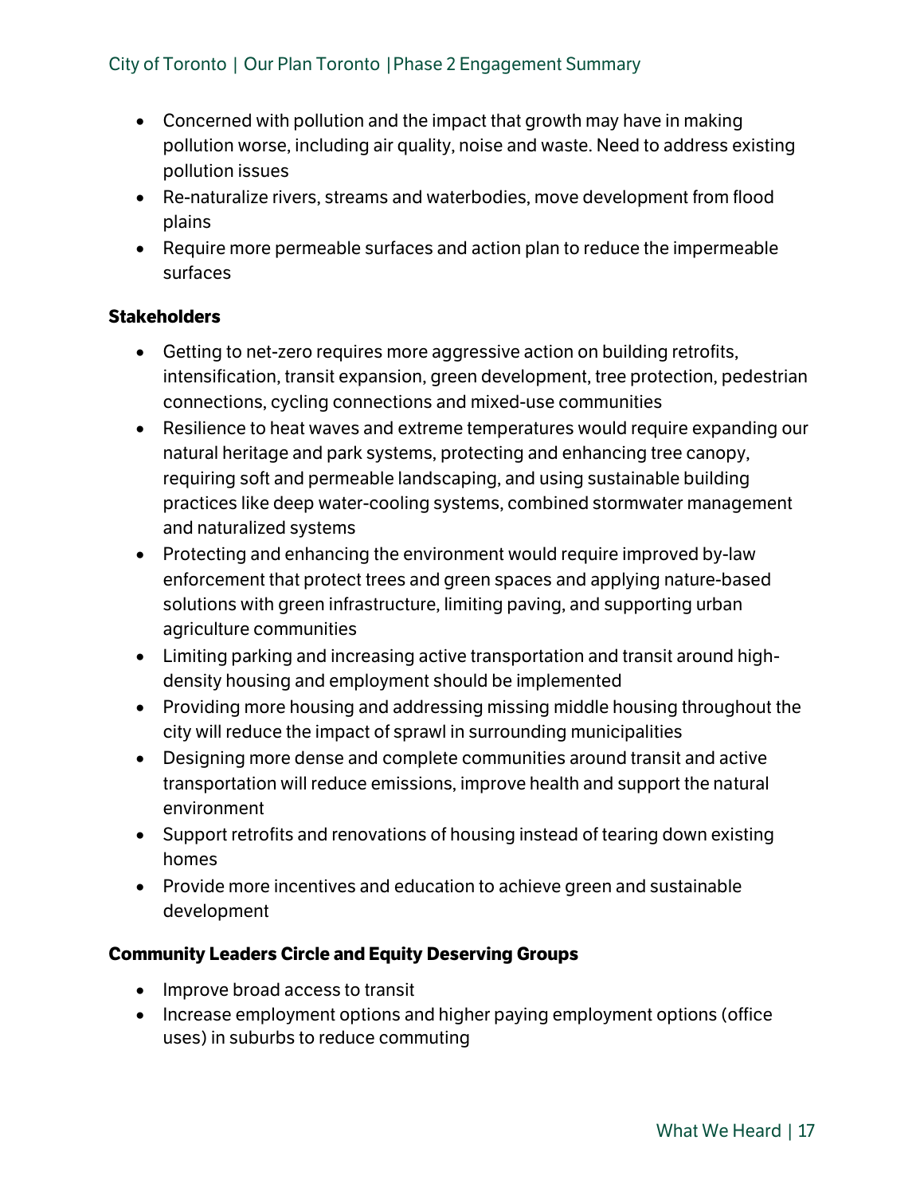- Concerned with pollution and the impact that growth may have in making pollution worse, including air quality, noise and waste. Need to address existing pollution issues
- Re-naturalize rivers, streams and waterbodies, move development from flood plains
- Require more permeable surfaces and action plan to reduce the impermeable surfaces

**Stakeholders**

- Getting to net-zero requires more aggressive action on building retrofits, intensification, transit expansion, green development, tree protection, pedestrian connections, cycling connections and mixed-use communities
- Resilience to heat waves and extreme temperatures would require expanding our natural heritage and park systems, protecting and enhancing tree canopy, requiring soft and permeable landscaping, and using sustainable building practices like deep water-cooling systems, combined stormwater management and naturalized systems
- Protecting and enhancing the environment would require improved by-law enforcement that protect trees and green spaces and applying nature-based solutions with green infrastructure, limiting paving, and supporting urban agriculture communities
- Limiting parking and increasing active transportation and transit around high-density housing and employment should be implemented
- Providing more housing and addressing missing middle housing throughout the city will reduce the impact of sprawl in surrounding municipalities
- Designing more dense and complete communities around transit and active transportation will reduce emissions, improve health and support the natural environment
- Support retrofits and renovations of housing instead of tearing down existing homes
- Provide more incentives and education to achieve green and sustainable development

**Community Leaders Circle and Equity Deserving Groups**

- Improve broad access to transit
- Increase employment options and higher paying employment options (office uses) in suburbs to reduce commuting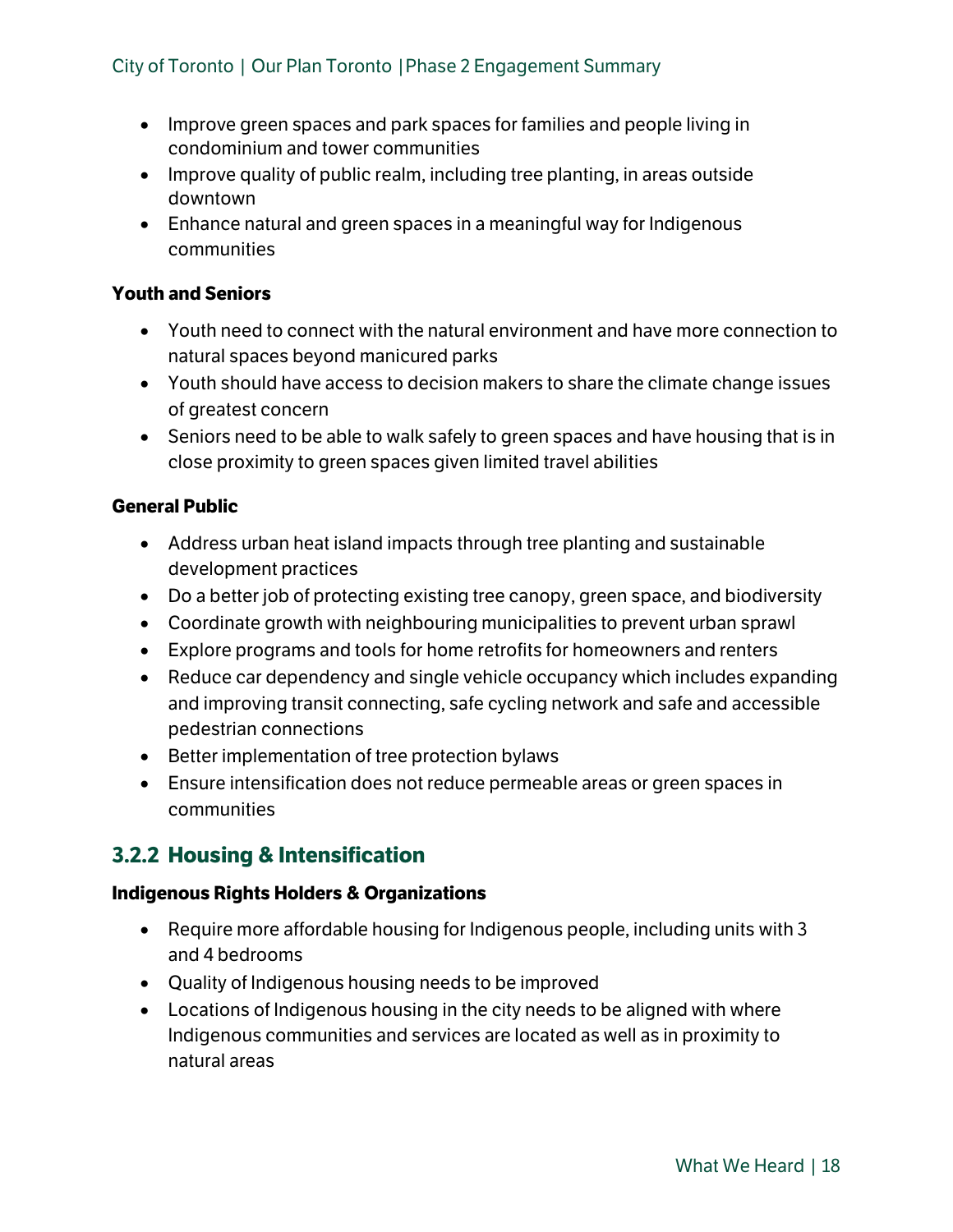- Improve green spaces and park spaces for families and people living in condominium and tower communities
- Improve quality of public realm, including tree planting, in areas outside downtown
- Enhance natural and green spaces in a meaningful way for Indigenous communities

**Youth and Seniors**

- Youth need to connect with the natural environment and have more connection to natural spaces beyond manicured parks
- Youth should have access to decision makers to share the climate change issues of greatest concern
- Seniors need to be able to walk safely to green spaces and have housing that is in close proximity to green spaces given limited travel abilities

**General Public**

- Address urban heat island impacts through tree planting and sustainable development practices
- Do a better job of protecting existing tree canopy, green space, and biodiversity
- Coordinate growth with neighbouring municipalities to prevent urban sprawl
- Explore programs and tools for home retrofits for homeowners and renters
- Reduce car dependency and single vehicle occupancy which includes expanding and improving transit connecting, safe cycling network and safe and accessible pedestrian connections
- Better implementation of tree protection bylaws
- Ensure intensification does not reduce permeable areas or green spaces in communities

### 3.2.2 Housing & Intensification

**Indigenous Rights Holders & Organizations**

- Require more affordable housing for Indigenous people, including units with 3 and 4 bedrooms
- Quality of Indigenous housing needs to be improved
- Locations of Indigenous housing in the city needs to be aligned with where Indigenous communities and services are located as well as in proximity to natural areas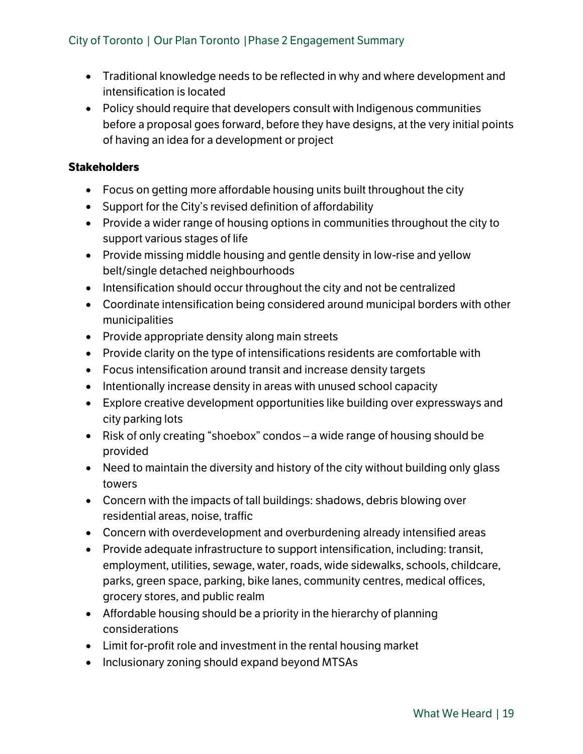- Traditional knowledge needs to be reflected in why and where development and intensification is located
- Policy should require that developers consult with Indigenous communities before a proposal goes forward, before they have designs, at the very initial points of having an idea for a development or project

**Stakeholders**

- Focus on getting more affordable housing units built throughout the city
- Support for the City's revised definition of affordability
- Provide a wider range of housing options in communities throughout the city to support various stages of life
- Provide missing middle housing and gentle density in low-rise and yellow belt/single detached neighbourhoods
- Intensification should occur throughout the city and not be centralized
- Coordinate intensification being considered around municipal borders with other municipalities
- Provide appropriate density along main streets
- Provide clarity on the type of intensifications residents are comfortable with
- Focus intensification around transit and increase density targets
- Intentionally increase density in areas with unused school capacity
- Explore creative development opportunities like building over expressways and city parking lots
- Risk of only creating "shoebox" condos – a wide range of housing should be provided
- Need to maintain the diversity and history of the city without building only glass towers
- Concern with the impacts of tall buildings: shadows, debris blowing over residential areas, noise, traffic
- Concern with overdevelopment and overburdening already intensified areas
- Provide adequate infrastructure to support intensification, including: transit, employment, utilities, sewage, water, roads, wide sidewalks, schools, childcare, parks, green space, parking, bike lanes, community centres, medical offices, grocery stores, and public realm
- Affordable housing should be a priority in the hierarchy of planning considerations
- Limit for-profit role and investment in the rental housing market
- Inclusionary zoning should expand beyond MTSAs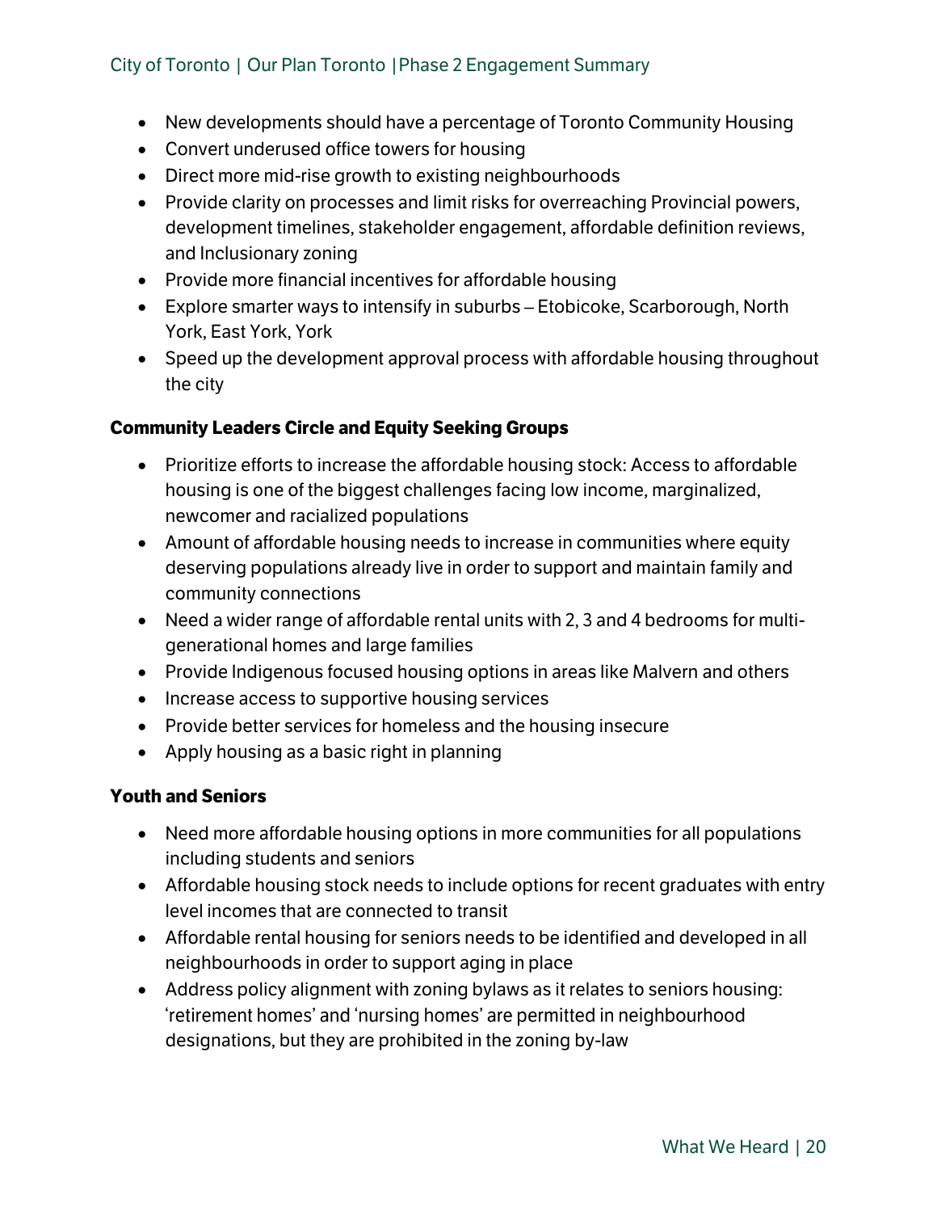- New developments should have a percentage of Toronto Community Housing
- Convert underused office towers for housing
- Direct more mid-rise growth to existing neighbourhoods
- Provide clarity on processes and limit risks for overreaching Provincial powers, development timelines, stakeholder engagement, affordable definition reviews, and Inclusionary zoning
- Provide more financial incentives for affordable housing
- Explore smarter ways to intensify in suburbs – Etobicoke, Scarborough, North York, East York, York
- Speed up the development approval process with affordable housing throughout the city

**Community Leaders Circle and Equity Seeking Groups**

- Prioritize efforts to increase the affordable housing stock: Access to affordable housing is one of the biggest challenges facing low income, marginalized, newcomer and racialized populations
- Amount of affordable housing needs to increase in communities where equity deserving populations already live in order to support and maintain family and community connections
- Need a wider range of affordable rental units with 2, 3 and 4 bedrooms for multi-generational homes and large families
- Provide Indigenous focused housing options in areas like Malvern and others
- Increase access to supportive housing services
- Provide better services for homeless and the housing insecure
- Apply housing as a basic right in planning

**Youth and Seniors**

- Need more affordable housing options in more communities for all populations including students and seniors
- Affordable housing stock needs to include options for recent graduates with entry level incomes that are connected to transit
- Affordable rental housing for seniors needs to be identified and developed in all neighbourhoods in order to support aging in place
- Address policy alignment with zoning bylaws as it relates to seniors housing: 'retirement homes' and 'nursing homes' are permitted in neighbourhood designations, but they are prohibited in the zoning by-law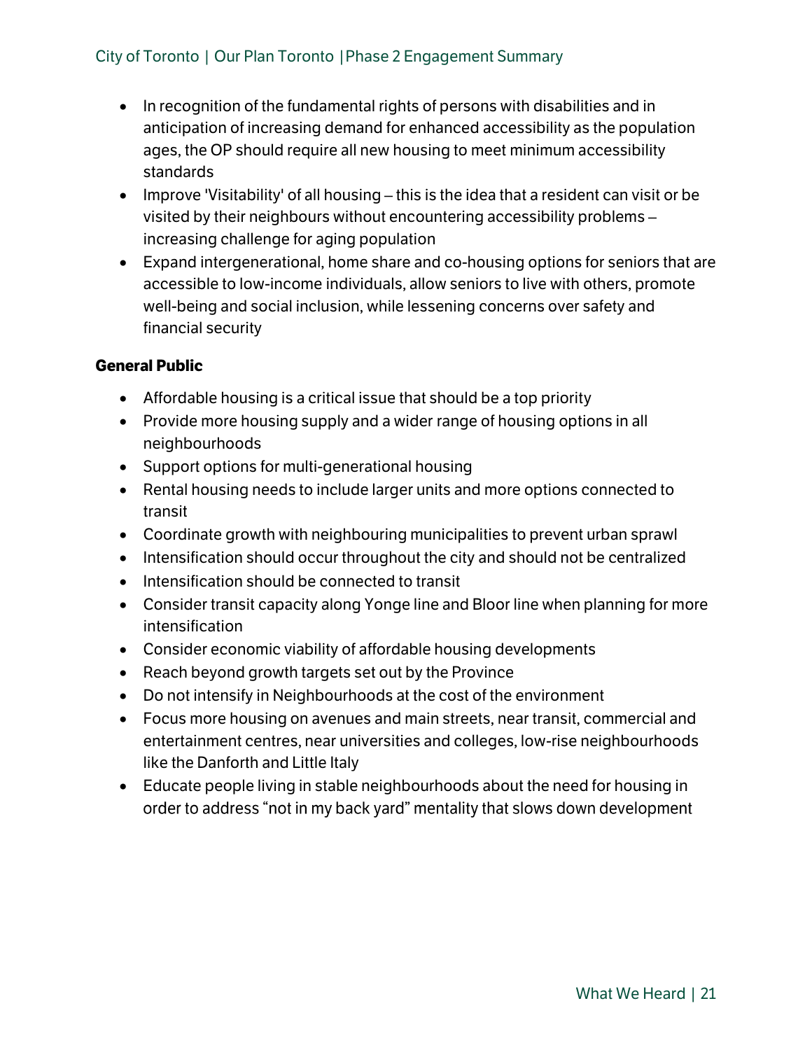- In recognition of the fundamental rights of persons with disabilities and in anticipation of increasing demand for enhanced accessibility as the population ages, the OP should require all new housing to meet minimum accessibility standards
- Improve 'Visitability' of all housing – this is the idea that a resident can visit or be visited by their neighbours without encountering accessibility problems – increasing challenge for aging population
- Expand intergenerational, home share and co-housing options for seniors that are accessible to low-income individuals, allow seniors to live with others, promote well-being and social inclusion, while lessening concerns over safety and financial security

**General Public**

- Affordable housing is a critical issue that should be a top priority
- Provide more housing supply and a wider range of housing options in all neighbourhoods
- Support options for multi-generational housing
- Rental housing needs to include larger units and more options connected to transit
- Coordinate growth with neighbouring municipalities to prevent urban sprawl
- Intensification should occur throughout the city and should not be centralized
- Intensification should be connected to transit
- Consider transit capacity along Yonge line and Bloor line when planning for more intensification
- Consider economic viability of affordable housing developments
- Reach beyond growth targets set out by the Province
- Do not intensify in Neighbourhoods at the cost of the environment
- Focus more housing on avenues and main streets, near transit, commercial and entertainment centres, near universities and colleges, low-rise neighbourhoods like the Danforth and Little Italy
- Educate people living in stable neighbourhoods about the need for housing in order to address "not in my back yard" mentality that slows down development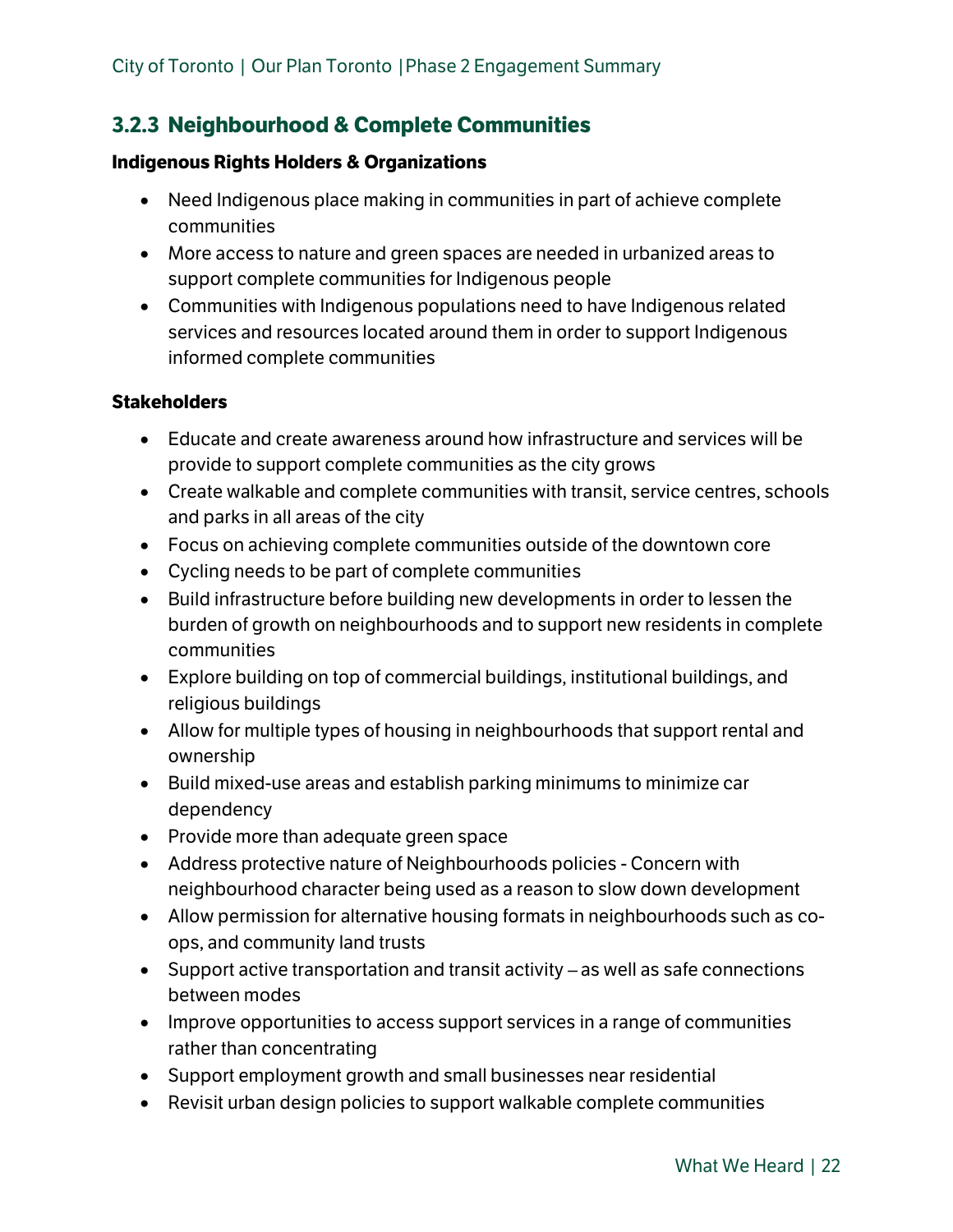### 3.2.3 Neighbourhood & Complete Communities

**Indigenous Rights Holders & Organizations**

- Need Indigenous place making in communities in part of achieve complete communities
- More access to nature and green spaces are needed in urbanized areas to support complete communities for Indigenous people
- Communities with Indigenous populations need to have Indigenous related services and resources located around them in order to support Indigenous informed complete communities

**Stakeholders**

- Educate and create awareness around how infrastructure and services will be provide to support complete communities as the city grows
- Create walkable and complete communities with transit, service centres, schools and parks in all areas of the city
- Focus on achieving complete communities outside of the downtown core
- Cycling needs to be part of complete communities
- Build infrastructure before building new developments in order to lessen the burden of growth on neighbourhoods and to support new residents in complete communities
- Explore building on top of commercial buildings, institutional buildings, and religious buildings
- Allow for multiple types of housing in neighbourhoods that support rental and ownership
- Build mixed-use areas and establish parking minimums to minimize car dependency
- Provide more than adequate green space
- Address protective nature of Neighbourhoods policies - Concern with neighbourhood character being used as a reason to slow down development
- Allow permission for alternative housing formats in neighbourhoods such as co-ops, and community land trusts
- Support active transportation and transit activity – as well as safe connections between modes
- Improve opportunities to access support services in a range of communities rather than concentrating
- Support employment growth and small businesses near residential
- Revisit urban design policies to support walkable complete communities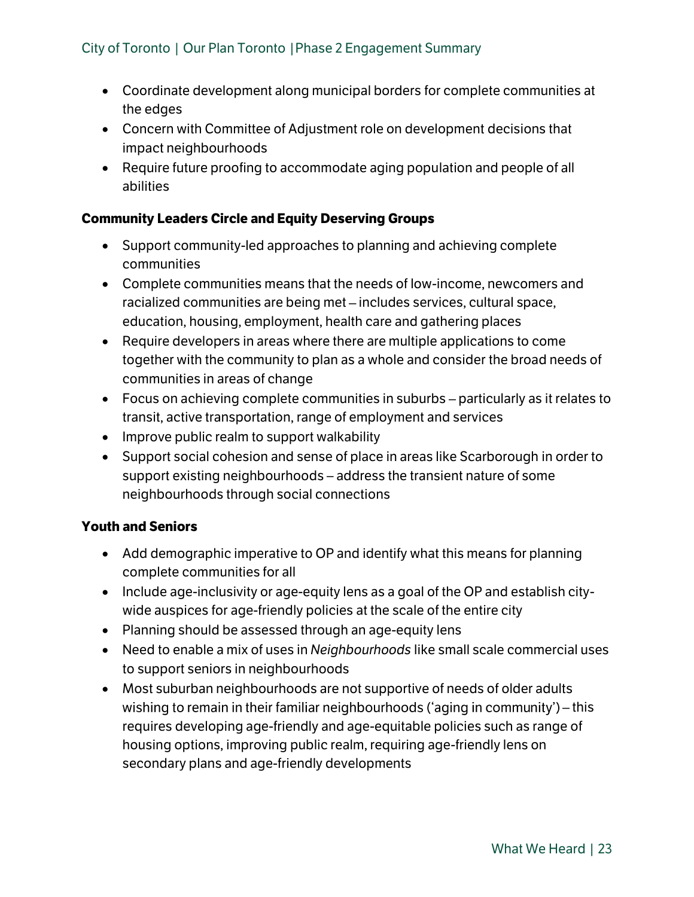- Coordinate development along municipal borders for complete communities at the edges
- Concern with Committee of Adjustment role on development decisions that impact neighbourhoods
- Require future proofing to accommodate aging population and people of all abilities

### Community Leaders Circle and Equity Deserving Groups

- Support community-led approaches to planning and achieving complete communities
- Complete communities means that the needs of low-income, newcomers and racialized communities are being met – includes services, cultural space, education, housing, employment, health care and gathering places
- Require developers in areas where there are multiple applications to come together with the community to plan as a whole and consider the broad needs of communities in areas of change
- Focus on achieving complete communities in suburbs – particularly as it relates to transit, active transportation, range of employment and services
- Improve public realm to support walkability
- Support social cohesion and sense of place in areas like Scarborough in order to support existing neighbourhoods – address the transient nature of some neighbourhoods through social connections

### Youth and Seniors

- Add demographic imperative to OP and identify what this means for planning complete communities for all
- Include age-inclusivity or age-equity lens as a goal of the OP and establish city-wide auspices for age-friendly policies at the scale of the entire city
- Planning should be assessed through an age-equity lens
- Need to enable a mix of uses in *Neighbourhoods* like small scale commercial uses to support seniors in neighbourhoods
- Most suburban neighbourhoods are not supportive of needs of older adults wishing to remain in their familiar neighbourhoods ('aging in community') – this requires developing age-friendly and age-equitable policies such as range of housing options, improving public realm, requiring age-friendly lens on secondary plans and age-friendly developments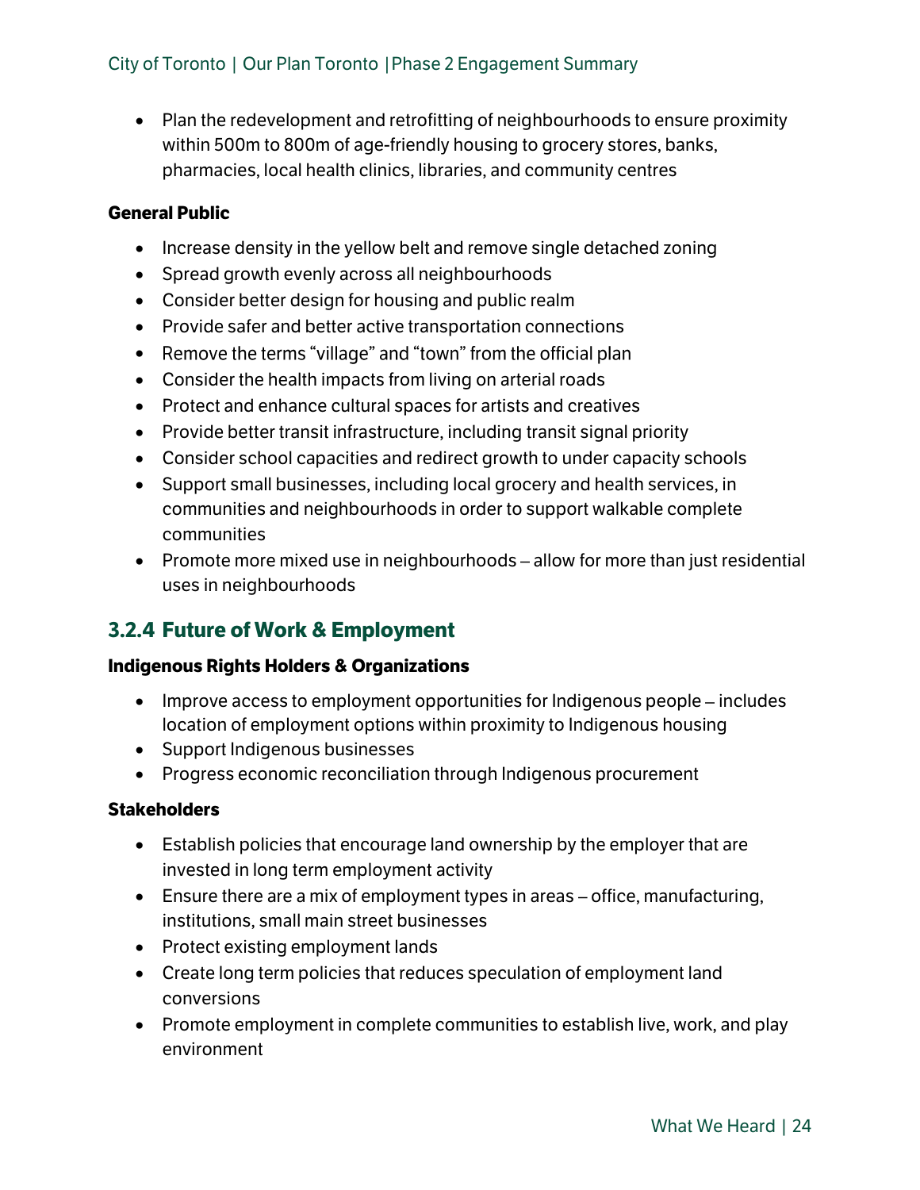- Plan the redevelopment and retrofitting of neighbourhoods to ensure proximity within 500m to 800m of age-friendly housing to grocery stores, banks, pharmacies, local health clinics, libraries, and community centres

**General Public**

- Increase density in the yellow belt and remove single detached zoning
- Spread growth evenly across all neighbourhoods
- Consider better design for housing and public realm
- Provide safer and better active transportation connections
- Remove the terms "village" and "town" from the official plan
- Consider the health impacts from living on arterial roads
- Protect and enhance cultural spaces for artists and creatives
- Provide better transit infrastructure, including transit signal priority
- Consider school capacities and redirect growth to under capacity schools
- Support small businesses, including local grocery and health services, in communities and neighbourhoods in order to support walkable complete communities
- Promote more mixed use in neighbourhoods – allow for more than just residential uses in neighbourhoods

### 3.2.4 Future of Work & Employment

**Indigenous Rights Holders & Organizations**

- Improve access to employment opportunities for Indigenous people – includes location of employment options within proximity to Indigenous housing
- Support Indigenous businesses
- Progress economic reconciliation through Indigenous procurement

**Stakeholders**

- Establish policies that encourage land ownership by the employer that are invested in long term employment activity
- Ensure there are a mix of employment types in areas – office, manufacturing, institutions, small main street businesses
- Protect existing employment lands
- Create long term policies that reduces speculation of employment land conversions
- Promote employment in complete communities to establish live, work, and play environment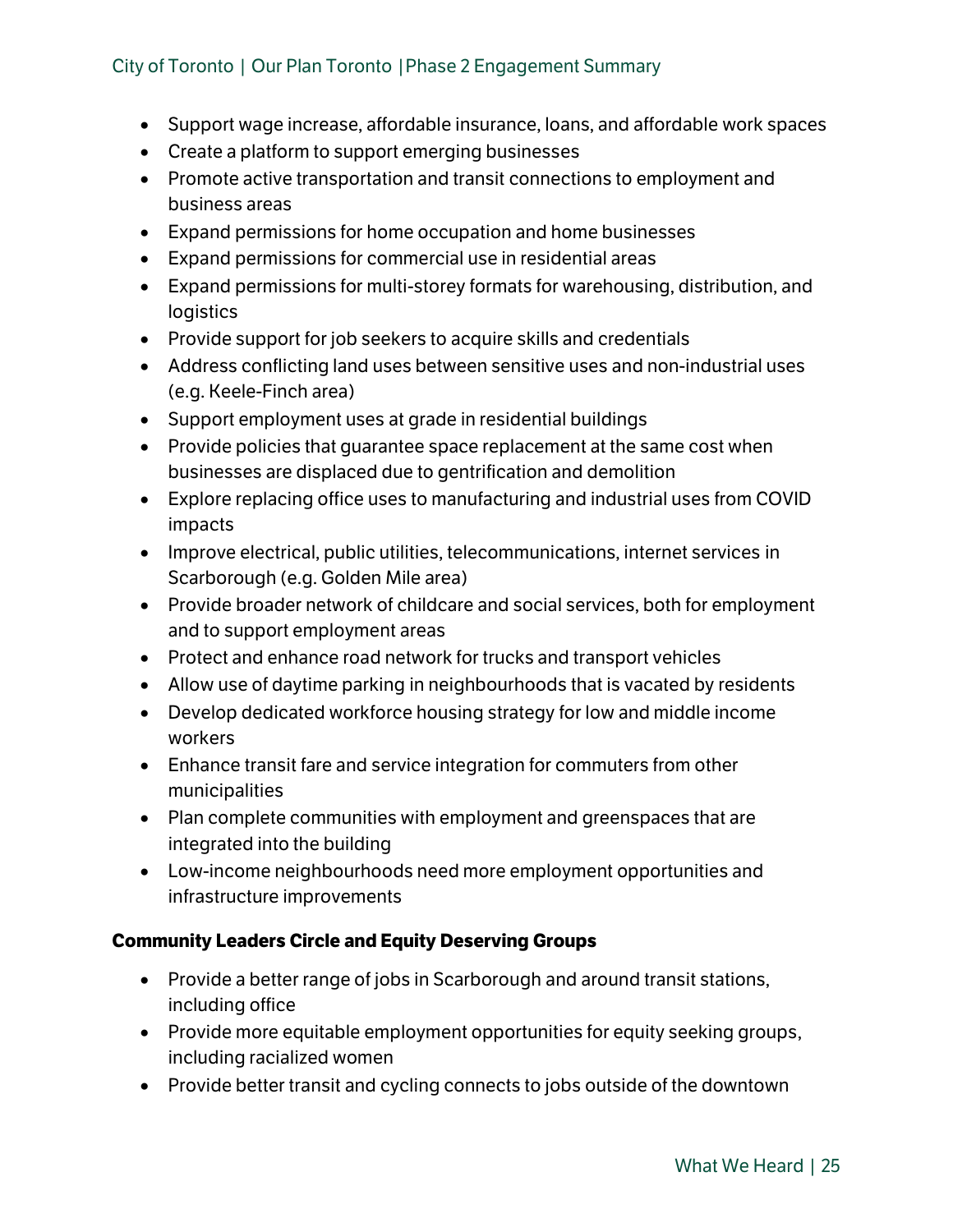- Support wage increase, affordable insurance, loans, and affordable work spaces
- Create a platform to support emerging businesses
- Promote active transportation and transit connections to employment and business areas
- Expand permissions for home occupation and home businesses
- Expand permissions for commercial use in residential areas
- Expand permissions for multi-storey formats for warehousing, distribution, and logistics
- Provide support for job seekers to acquire skills and credentials
- Address conflicting land uses between sensitive uses and non-industrial uses (e.g. Keele-Finch area)
- Support employment uses at grade in residential buildings
- Provide policies that guarantee space replacement at the same cost when businesses are displaced due to gentrification and demolition
- Explore replacing office uses to manufacturing and industrial uses from COVID impacts
- Improve electrical, public utilities, telecommunications, internet services in Scarborough (e.g. Golden Mile area)
- Provide broader network of childcare and social services, both for employment and to support employment areas
- Protect and enhance road network for trucks and transport vehicles
- Allow use of daytime parking in neighbourhoods that is vacated by residents
- Develop dedicated workforce housing strategy for low and middle income workers
- Enhance transit fare and service integration for commuters from other municipalities
- Plan complete communities with employment and greenspaces that are integrated into the building
- Low-income neighbourhoods need more employment opportunities and infrastructure improvements

**Community Leaders Circle and Equity Deserving Groups**

- Provide a better range of jobs in Scarborough and around transit stations, including office
- Provide more equitable employment opportunities for equity seeking groups, including racialized women
- Provide better transit and cycling connects to jobs outside of the downtown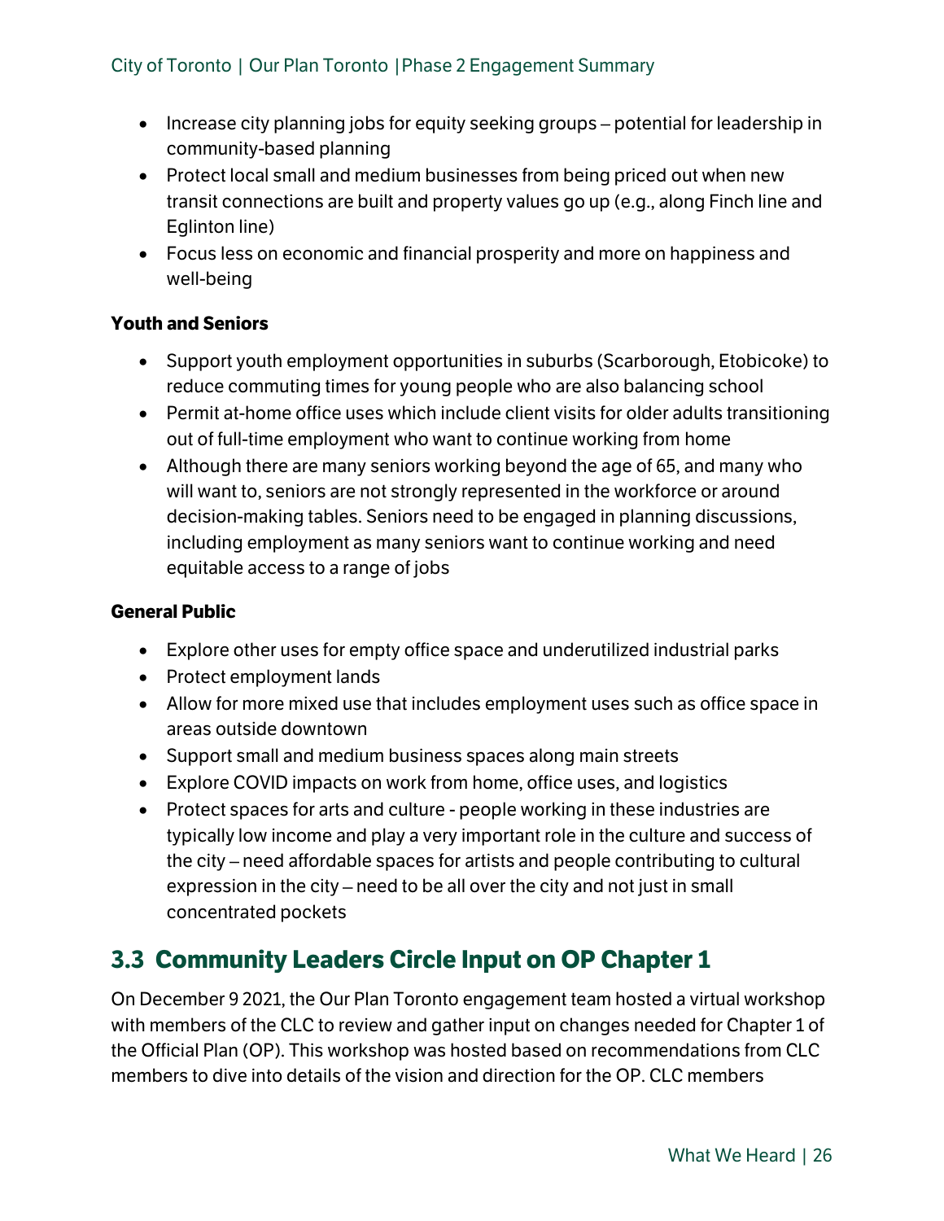- Increase city planning jobs for equity seeking groups – potential for leadership in community-based planning
- Protect local small and medium businesses from being priced out when new transit connections are built and property values go up (e.g., along Finch line and Eglinton line)
- Focus less on economic and financial prosperity and more on happiness and well-being

**Youth and Seniors**

- Support youth employment opportunities in suburbs (Scarborough, Etobicoke) to reduce commuting times for young people who are also balancing school
- Permit at-home office uses which include client visits for older adults transitioning out of full-time employment who want to continue working from home
- Although there are many seniors working beyond the age of 65, and many who will want to, seniors are not strongly represented in the workforce or around decision-making tables. Seniors need to be engaged in planning discussions, including employment as many seniors want to continue working and need equitable access to a range of jobs

**General Public**

- Explore other uses for empty office space and underutilized industrial parks
- Protect employment lands
- Allow for more mixed use that includes employment uses such as office space in areas outside downtown
- Support small and medium business spaces along main streets
- Explore COVID impacts on work from home, office uses, and logistics
- Protect spaces for arts and culture - people working in these industries are typically low income and play a very important role in the culture and success of the city – need affordable spaces for artists and people contributing to cultural expression in the city – need to be all over the city and not just in small concentrated pockets

## 3.3 Community Leaders Circle Input on OP Chapter 1

On December 9 2021, the Our Plan Toronto engagement team hosted a virtual workshop with members of the CLC to review and gather input on changes needed for Chapter 1 of the Official Plan (OP). This workshop was hosted based on recommendations from CLC members to dive into details of the vision and direction for the OP. CLC members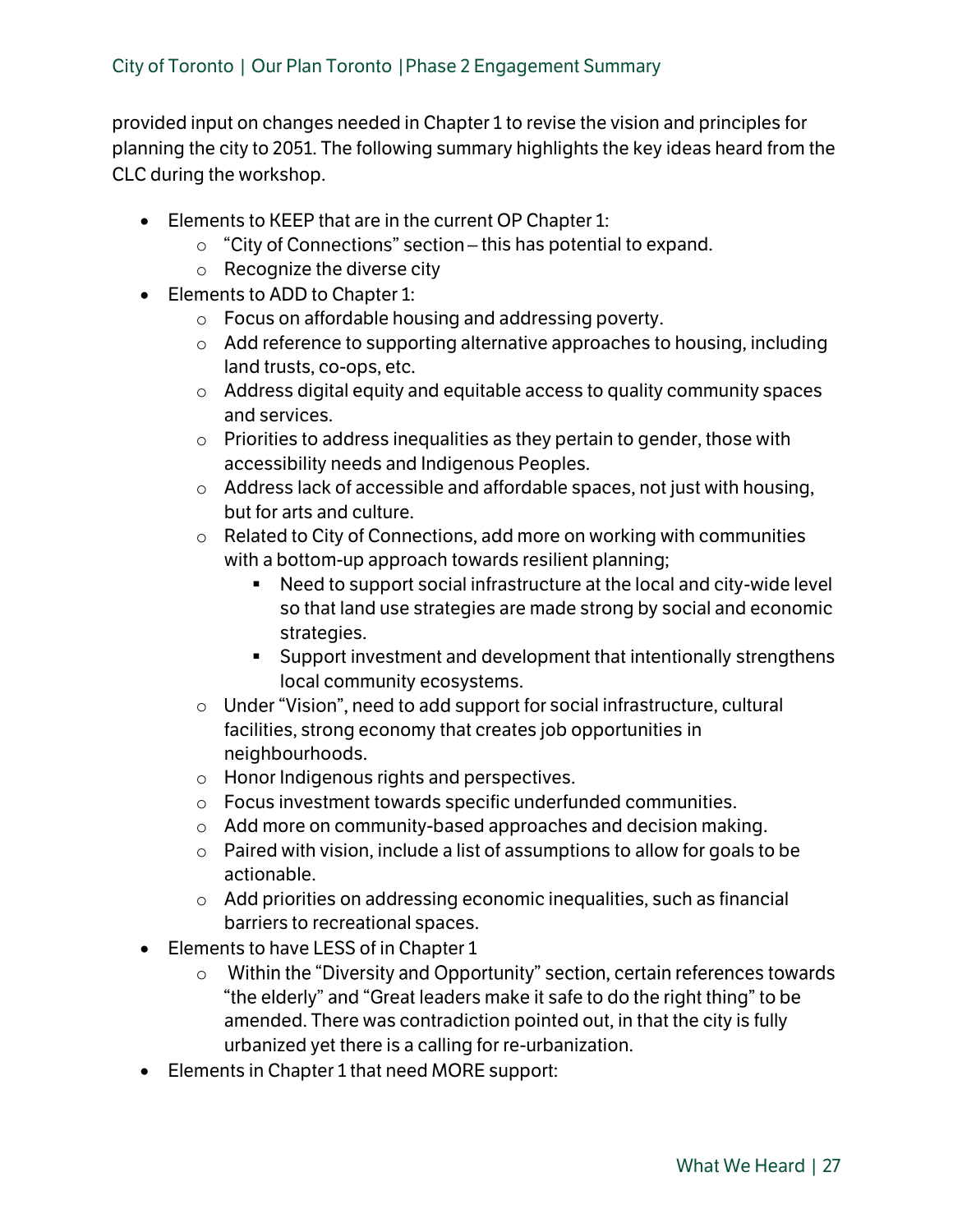provided input on changes needed in Chapter 1 to revise the vision and principles for planning the city to 2051. The following summary highlights the key ideas heard from the CLC during the workshop.

- Elements to KEEP that are in the current OP Chapter 1:
  - "City of Connections" section – this has potential to expand.
  - Recognize the diverse city
- Elements to ADD to Chapter 1:
  - Focus on affordable housing and addressing poverty.
  - Add reference to supporting alternative approaches to housing, including land trusts, co-ops, etc.
  - Address digital equity and equitable access to quality community spaces and services.
  - Priorities to address inequalities as they pertain to gender, those with accessibility needs and Indigenous Peoples.
  - Address lack of accessible and affordable spaces, not just with housing, but for arts and culture.
  - Related to City of Connections, add more on working with communities with a bottom-up approach towards resilient planning;
    - Need to support social infrastructure at the local and city-wide level so that land use strategies are made strong by social and economic strategies.
    - Support investment and development that intentionally strengthens local community ecosystems.
  - Under "Vision", need to add support for social infrastructure, cultural facilities, strong economy that creates job opportunities in neighbourhoods.
  - Honor Indigenous rights and perspectives.
  - Focus investment towards specific underfunded communities.
  - Add more on community-based approaches and decision making.
  - Paired with vision, include a list of assumptions to allow for goals to be actionable.
  - Add priorities on addressing economic inequalities, such as financial barriers to recreational spaces.
- Elements to have LESS of in Chapter 1
  - Within the "Diversity and Opportunity" section, certain references towards "the elderly" and "Great leaders make it safe to do the right thing" to be amended. There was contradiction pointed out, in that the city is fully urbanized yet there is a calling for re-urbanization.
- Elements in Chapter 1 that need MORE support: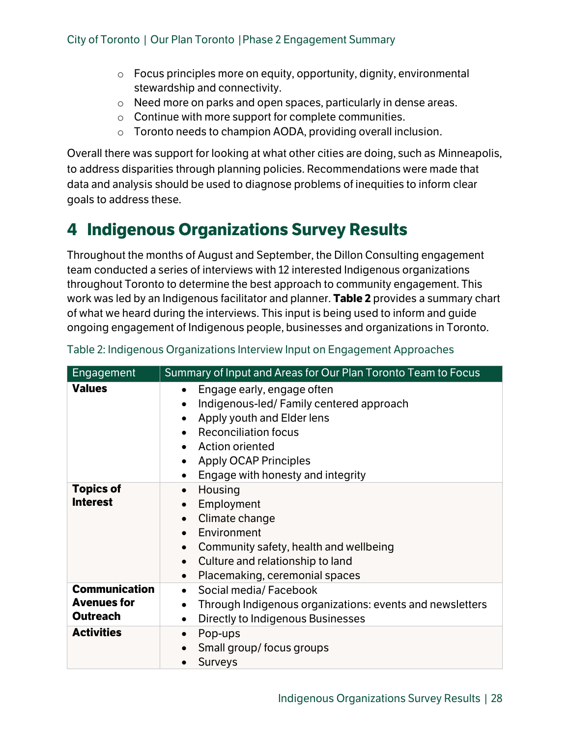- Focus principles more on equity, opportunity, dignity, environmental stewardship and connectivity.
- Need more on parks and open spaces, particularly in dense areas.
- Continue with more support for complete communities.
- Toronto needs to champion AODA, providing overall inclusion.

Overall there was support for looking at what other cities are doing, such as Minneapolis, to address disparities through planning policies. Recommendations were made that data and analysis should be used to diagnose problems of inequities to inform clear goals to address these.

# 4 Indigenous Organizations Survey Results

Throughout the months of August and September, the Dillon Consulting engagement team conducted a series of interviews with 12 interested Indigenous organizations throughout Toronto to determine the best approach to community engagement. This work was led by an Indigenous facilitator and planner. **Table 2** provides a summary chart of what we heard during the interviews. This input is being used to inform and guide ongoing engagement of Indigenous people, businesses and organizations in Toronto.

Table 2: Indigenous Organizations Interview Input on Engagement Approaches

| Engagement | Summary of Input and Areas for Our Plan Toronto Team to Focus |
|---|---|
| **Values** | • Engage early, engage often<br>• Indigenous-led/ Family centered approach<br>• Apply youth and Elder lens<br>• Reconciliation focus<br>• Action oriented<br>• Apply OCAP Principles<br>• Engage with honesty and integrity |
| **Topics of Interest** | • Housing<br>• Employment<br>• Climate change<br>• Environment<br>• Community safety, health and wellbeing<br>• Culture and relationship to land<br>• Placemaking, ceremonial spaces |
| **Communication Avenues for Outreach** | • Social media/ Facebook<br>• Through Indigenous organizations: events and newsletters<br>• Directly to Indigenous Businesses |
| **Activities** | • Pop-ups<br>• Small group/ focus groups<br>• Surveys |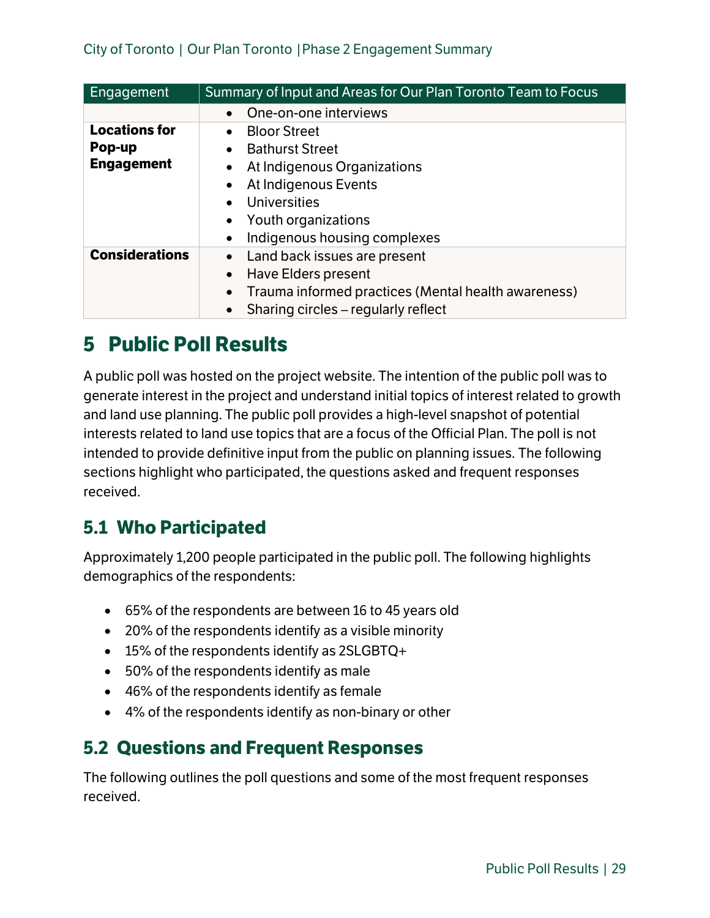| Engagement | Summary of Input and Areas for Our Plan Toronto Team to Focus |
|---|---|
| | • One-on-one interviews |
| **Locations for Pop-up Engagement** | • Bloor Street<br>• Bathurst Street<br>• At Indigenous Organizations<br>• At Indigenous Events<br>• Universities<br>• Youth organizations<br>• Indigenous housing complexes |
| **Considerations** | • Land back issues are present<br>• Have Elders present<br>• Trauma informed practices (Mental health awareness)<br>• Sharing circles – regularly reflect |

# 5 Public Poll Results

A public poll was hosted on the project website. The intention of the public poll was to generate interest in the project and understand initial topics of interest related to growth and land use planning. The public poll provides a high-level snapshot of potential interests related to land use topics that are a focus of the Official Plan. The poll is not intended to provide definitive input from the public on planning issues. The following sections highlight who participated, the questions asked and frequent responses received.

## 5.1 Who Participated

Approximately 1,200 people participated in the public poll. The following highlights demographics of the respondents:

- 65% of the respondents are between 16 to 45 years old
- 20% of the respondents identify as a visible minority
- 15% of the respondents identify as 2SLGBTQ+
- 50% of the respondents identify as male
- 46% of the respondents identify as female
- 4% of the respondents identify as non-binary or other

## 5.2 Questions and Frequent Responses

The following outlines the poll questions and some of the most frequent responses received.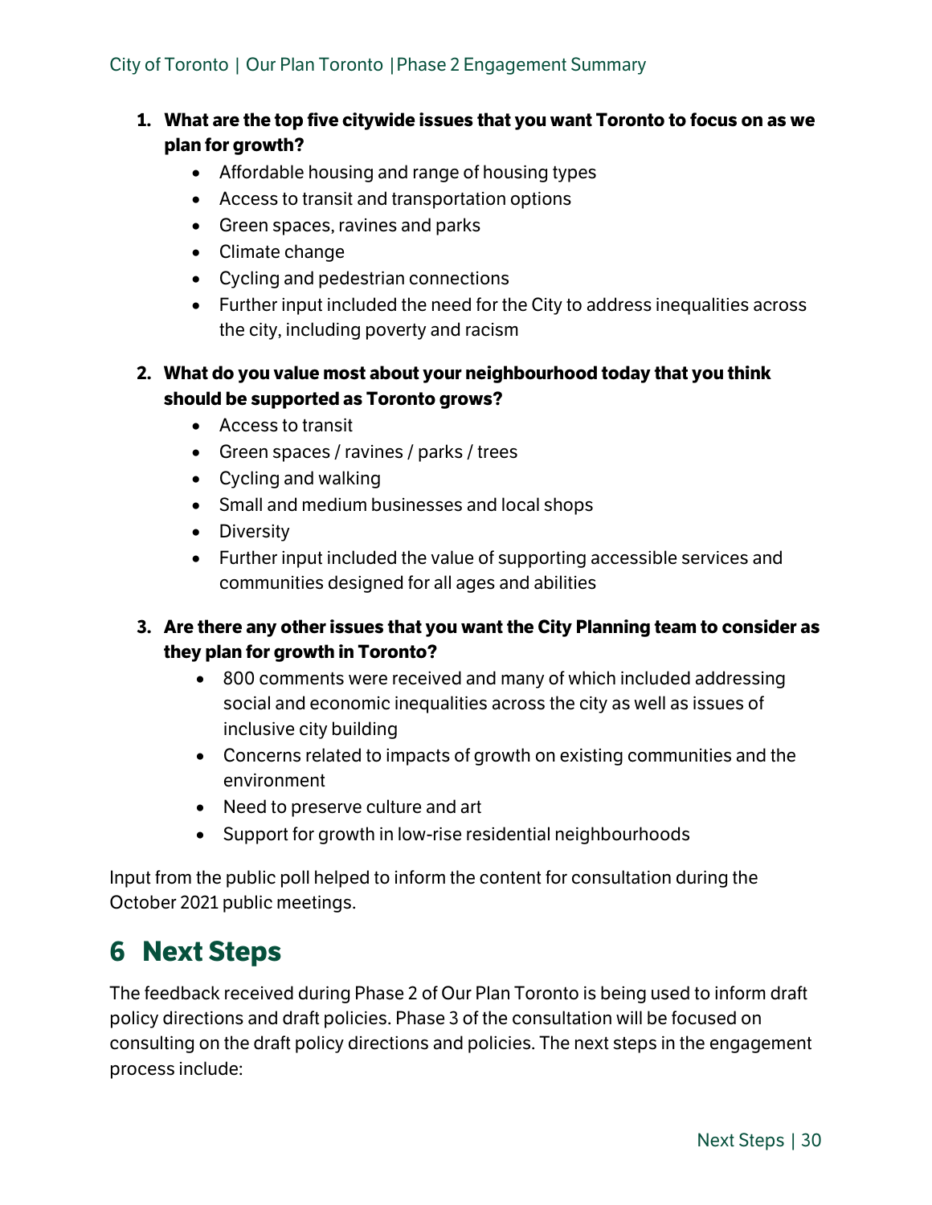1. **What are the top five citywide issues that you want Toronto to focus on as we plan for growth?**
   - Affordable housing and range of housing types
   - Access to transit and transportation options
   - Green spaces, ravines and parks
   - Climate change
   - Cycling and pedestrian connections
   - Further input included the need for the City to address inequalities across the city, including poverty and racism

2. **What do you value most about your neighbourhood today that you think should be supported as Toronto grows?**
   - Access to transit
   - Green spaces / ravines / parks / trees
   - Cycling and walking
   - Small and medium businesses and local shops
   - Diversity
   - Further input included the value of supporting accessible services and communities designed for all ages and abilities

3. **Are there any other issues that you want the City Planning team to consider as they plan for growth in Toronto?**
   - 800 comments were received and many of which included addressing social and economic inequalities across the city as well as issues of inclusive city building
   - Concerns related to impacts of growth on existing communities and the environment
   - Need to preserve culture and art
   - Support for growth in low-rise residential neighbourhoods

Input from the public poll helped to inform the content for consultation during the October 2021 public meetings.

# 6 Next Steps

The feedback received during Phase 2 of Our Plan Toronto is being used to inform draft policy directions and draft policies. Phase 3 of the consultation will be focused on consulting on the draft policy directions and policies. The next steps in the engagement process include: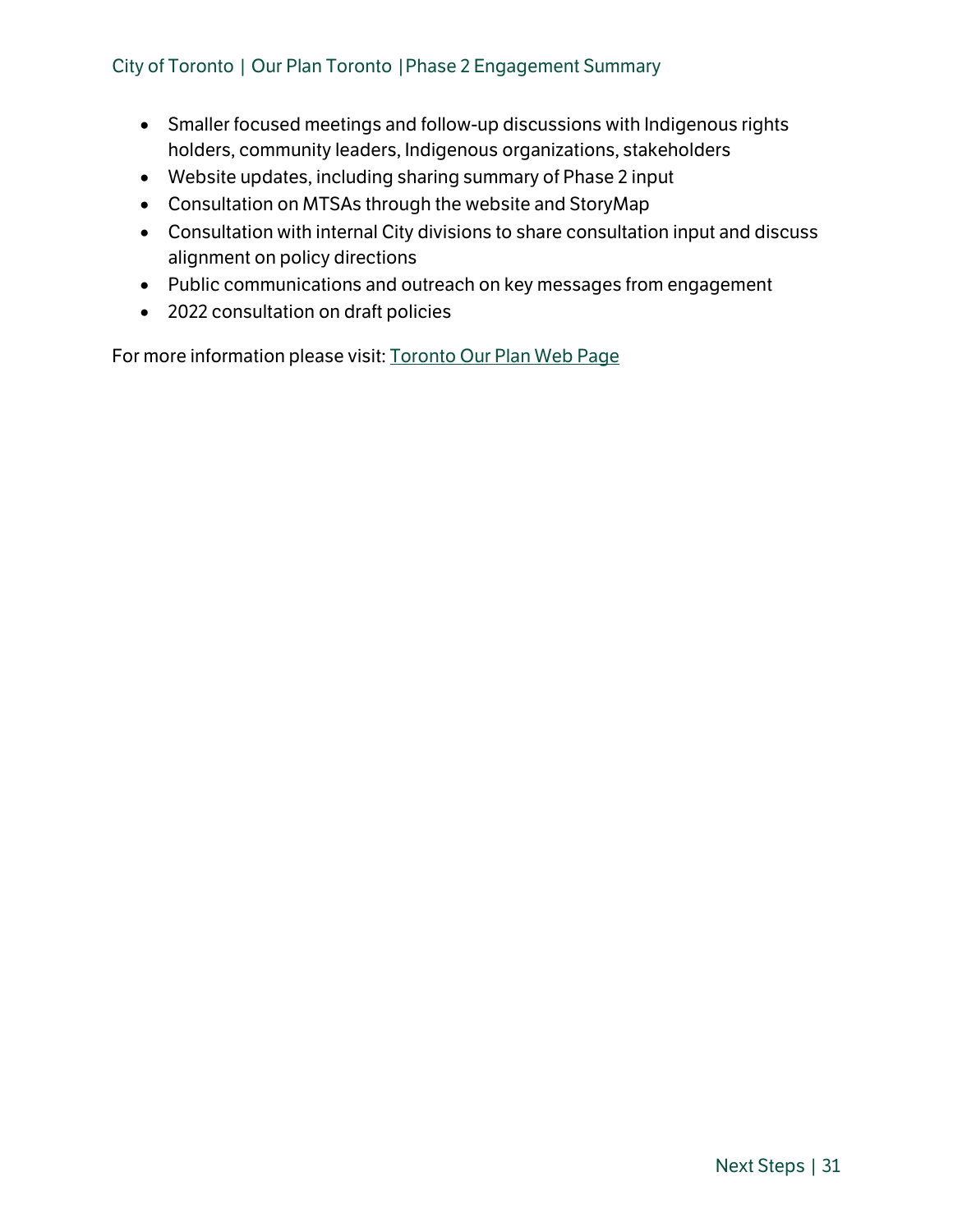- Smaller focused meetings and follow-up discussions with Indigenous rights holders, community leaders, Indigenous organizations, stakeholders
- Website updates, including sharing summary of Phase 2 input
- Consultation on MTSAs through the website and StoryMap
- Consultation with internal City divisions to share consultation input and discuss alignment on policy directions
- Public communications and outreach on key messages from engagement
- 2022 consultation on draft policies

For more information please visit: [Toronto Our Plan Web Page]()